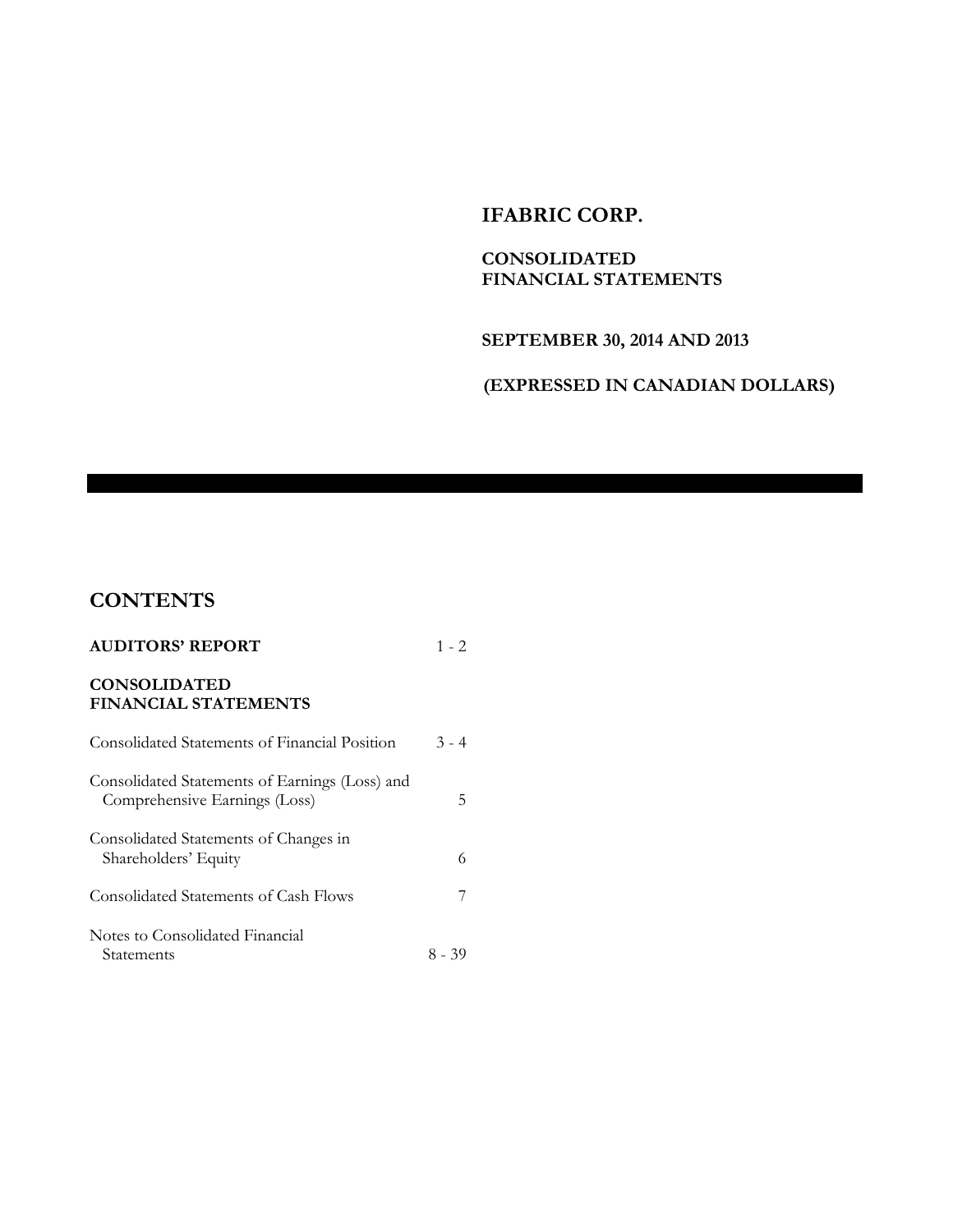# IFABRIC CORP.

## CONSOLIDATED FINANCIAL STATEMENTS

**SEPTEMBER 30, 2014 AND 2013**

**(EXPRESSED IN CANADIAN DOLLARS)**

## CONTENTS

| | |
|---|---|
| **AUDITORS' REPORT** | 1 - 2 |
| **CONSOLIDATED FINANCIAL STATEMENTS** | |
| Consolidated Statements of Financial Position | 3 - 4 |
| Consolidated Statements of Earnings (Loss) and Comprehensive Earnings (Loss) | 5 |
| Consolidated Statements of Changes in Shareholders' Equity | 6 |
| Consolidated Statements of Cash Flows | 7 |
| Notes to Consolidated Financial Statements | 8 - 39 |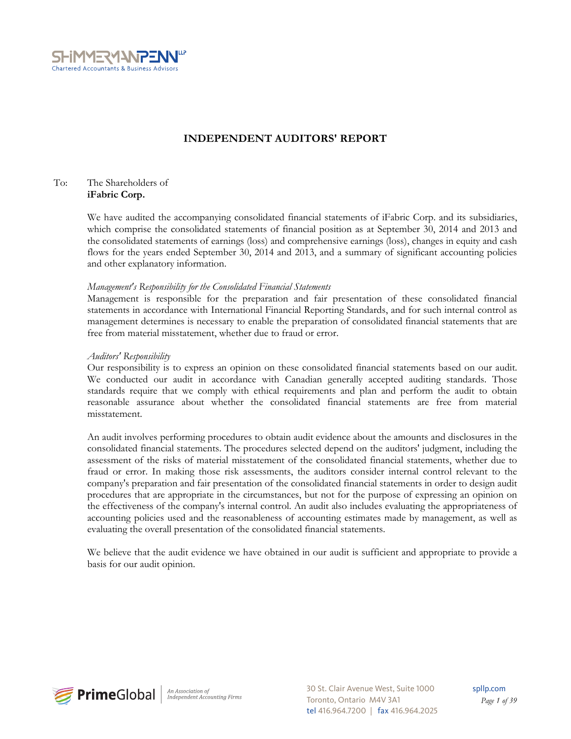# INDEPENDENT AUDITORS' REPORT

To: The Shareholders of
**iFabric Corp.**

We have audited the accompanying consolidated financial statements of iFabric Corp. and its subsidiaries, which comprise the consolidated statements of financial position as at September 30, 2014 and 2013 and the consolidated statements of earnings (loss) and comprehensive earnings (loss), changes in equity and cash flows for the years ended September 30, 2014 and 2013, and a summary of significant accounting policies and other explanatory information.

*Management's Responsibility for the Consolidated Financial Statements*

Management is responsible for the preparation and fair presentation of these consolidated financial statements in accordance with International Financial Reporting Standards, and for such internal control as management determines is necessary to enable the preparation of consolidated financial statements that are free from material misstatement, whether due to fraud or error.

*Auditors' Responsibility*

Our responsibility is to express an opinion on these consolidated financial statements based on our audit. We conducted our audit in accordance with Canadian generally accepted auditing standards. Those standards require that we comply with ethical requirements and plan and perform the audit to obtain reasonable assurance about whether the consolidated financial statements are free from material misstatement.

An audit involves performing procedures to obtain audit evidence about the amounts and disclosures in the consolidated financial statements. The procedures selected depend on the auditors' judgment, including the assessment of the risks of material misstatement of the consolidated financial statements, whether due to fraud or error. In making those risk assessments, the auditors consider internal control relevant to the company's preparation and fair presentation of the consolidated financial statements in order to design audit procedures that are appropriate in the circumstances, but not for the purpose of expressing an opinion on the effectiveness of the company's internal control. An audit also includes evaluating the appropriateness of accounting policies used and the reasonableness of accounting estimates made by management, as well as evaluating the overall presentation of the consolidated financial statements.

We believe that the audit evidence we have obtained in our audit is sufficient and appropriate to provide a basis for our audit opinion.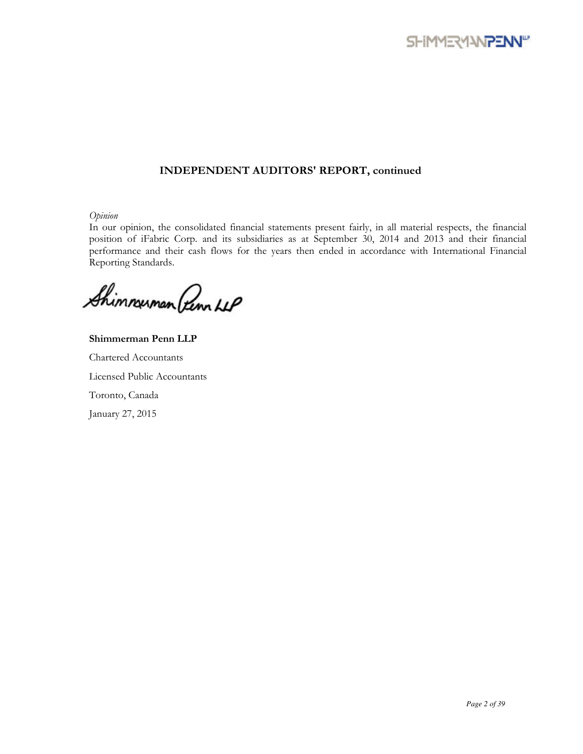# INDEPENDENT AUDITORS' REPORT, continued

*Opinion*

In our opinion, the consolidated financial statements present fairly, in all material respects, the financial position of iFabric Corp. and its subsidiaries as at September 30, 2014 and 2013 and their financial performance and their cash flows for the years then ended in accordance with International Financial Reporting Standards.

Shimmerman Penn LLP

**Shimmerman Penn LLP**

Chartered Accountants

Licensed Public Accountants

Toronto, Canada

January 27, 2015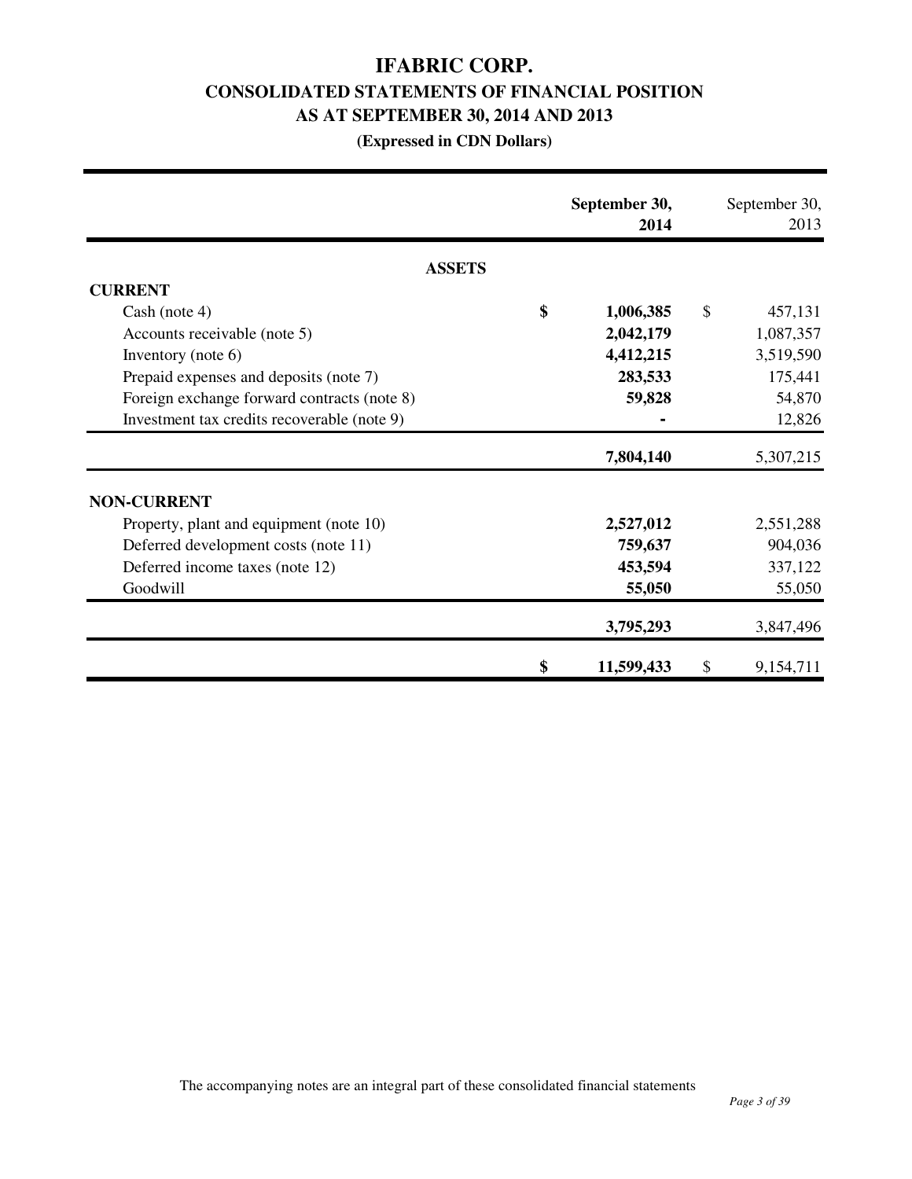# IFABRIC CORP.

## CONSOLIDATED STATEMENTS OF FINANCIAL POSITION

## AS AT SEPTEMBER 30, 2014 AND 2013

**(Expressed in CDN Dollars)**

| | **September 30, 2014** | September 30, 2013 |
|---|---|---|
| **ASSETS** | | |
| **CURRENT** | | |
| Cash (note 4) | **$ 1,006,385** | $ 457,131 |
| Accounts receivable (note 5) | **2,042,179** | 1,087,357 |
| Inventory (note 6) | **4,412,215** | 3,519,590 |
| Prepaid expenses and deposits (note 7) | **283,533** | 175,441 |
| Foreign exchange forward contracts (note 8) | **59,828** | 54,870 |
| Investment tax credits recoverable (note 9) | **-** | 12,826 |
| | **7,804,140** | 5,307,215 |
| **NON-CURRENT** | | |
| Property, plant and equipment (note 10) | **2,527,012** | 2,551,288 |
| Deferred development costs (note 11) | **759,637** | 904,036 |
| Deferred income taxes (note 12) | **453,594** | 337,122 |
| Goodwill | **55,050** | 55,050 |
| | **3,795,293** | 3,847,496 |
| | **$ 11,599,433** | $ 9,154,711 |

The accompanying notes are an integral part of these consolidated financial statements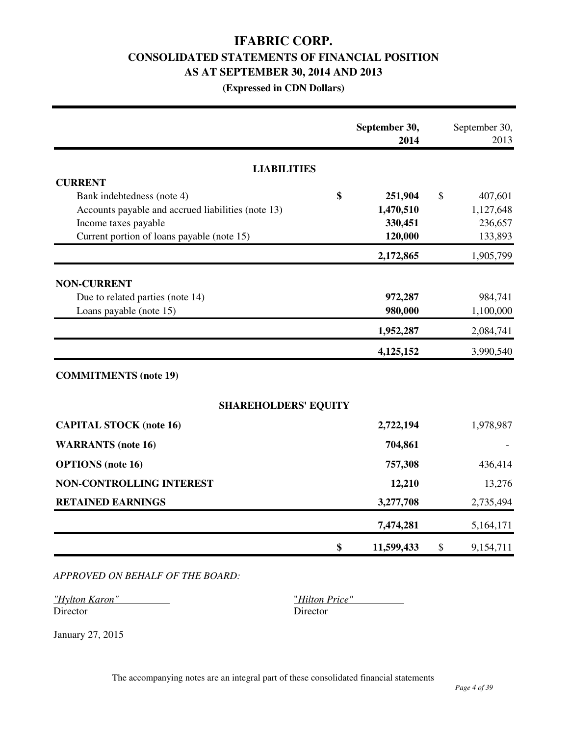# IFABRIC CORP.

## CONSOLIDATED STATEMENTS OF FINANCIAL POSITION

## AS AT SEPTEMBER 30, 2014 AND 2013

**(Expressed in CDN Dollars)**

| | | September 30, 2014 | | September 30, 2013 |
|---|---|---|---|---|
| **LIABILITIES** | | | | |
| **CURRENT** | | | | |
| Bank indebtedness (note 4) | **$** | **251,904** | $ | 407,601 |
| Accounts payable and accrued liabilities (note 13) | | **1,470,510** | | 1,127,648 |
| Income taxes payable | | **330,451** | | 236,657 |
| Current portion of loans payable (note 15) | | **120,000** | | 133,893 |
| | | **2,172,865** | | 1,905,799 |
| **NON-CURRENT** | | | | |
| Due to related parties (note 14) | | **972,287** | | 984,741 |
| Loans payable (note 15) | | **980,000** | | 1,100,000 |
| | | **1,952,287** | | 2,084,741 |
| | | **4,125,152** | | 3,990,540 |
| **COMMITMENTS (note 19)** | | | | |
| **SHAREHOLDERS' EQUITY** | | | | |
| **CAPITAL STOCK (note 16)** | | **2,722,194** | | 1,978,987 |
| **WARRANTS (note 16)** | | **704,861** | | - |
| **OPTIONS (note 16)** | | **757,308** | | 436,414 |
| **NON-CONTROLLING INTEREST** | | **12,210** | | 13,276 |
| **RETAINED EARNINGS** | | **3,277,708** | | 2,735,494 |
| | | **7,474,281** | | 5,164,171 |
| | **$** | **11,599,433** | $ | 9,154,711 |

*APPROVED ON BEHALF OF THE BOARD:*

*"Hylton Karon"*
Director

"*Hilton Price"*
Director

January 27, 2015

The accompanying notes are an integral part of these consolidated financial statements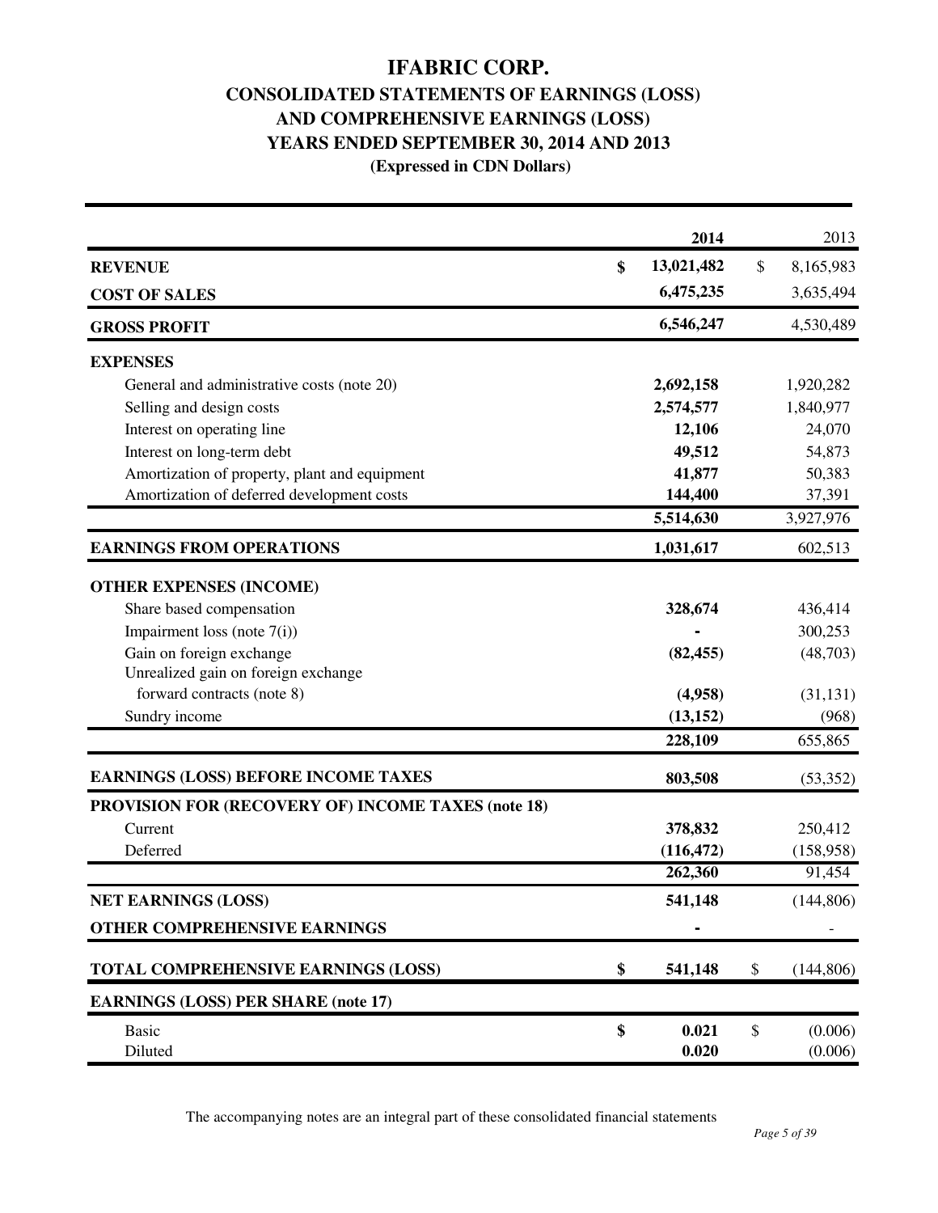# IFABRIC CORP.

## CONSOLIDATED STATEMENTS OF EARNINGS (LOSS) AND COMPREHENSIVE EARNINGS (LOSS)

### YEARS ENDED SEPTEMBER 30, 2014 AND 2013

**(Expressed in CDN Dollars)**

| | 2014 | 2013 |
|---|---|---|
| **REVENUE** | $ 13,021,482 | $ 8,165,983 |
| **COST OF SALES** | 6,475,235 | 3,635,494 |
| **GROSS PROFIT** | 6,546,247 | 4,530,489 |
| **EXPENSES** | | |
| General and administrative costs (note 20) | 2,692,158 | 1,920,282 |
| Selling and design costs | 2,574,577 | 1,840,977 |
| Interest on operating line | 12,106 | 24,070 |
| Interest on long-term debt | 49,512 | 54,873 |
| Amortization of property, plant and equipment | 41,877 | 50,383 |
| Amortization of deferred development costs | 144,400 | 37,391 |
| | 5,514,630 | 3,927,976 |
| **EARNINGS FROM OPERATIONS** | 1,031,617 | 602,513 |
| **OTHER EXPENSES (INCOME)** | | |
| Share based compensation | 328,674 | 436,414 |
| Impairment loss (note 7(i)) | - | 300,253 |
| Gain on foreign exchange | (82,455) | (48,703) |
| Unrealized gain on foreign exchange forward contracts (note 8) | (4,958) | (31,131) |
| Sundry income | (13,152) | (968) |
| | 228,109 | 655,865 |
| **EARNINGS (LOSS) BEFORE INCOME TAXES** | 803,508 | (53,352) |
| **PROVISION FOR (RECOVERY OF) INCOME TAXES (note 18)** | | |
| Current | 378,832 | 250,412 |
| Deferred | (116,472) | (158,958) |
| | 262,360 | 91,454 |
| **NET EARNINGS (LOSS)** | 541,148 | (144,806) |
| **OTHER COMPREHENSIVE EARNINGS** | - | - |
| **TOTAL COMPREHENSIVE EARNINGS (LOSS)** | $ 541,148 | $ (144,806) |
| **EARNINGS (LOSS) PER SHARE (note 17)** | | |
| Basic | $ 0.021 | $ (0.006) |
| Diluted | 0.020 | (0.006) |

The accompanying notes are an integral part of these consolidated financial statements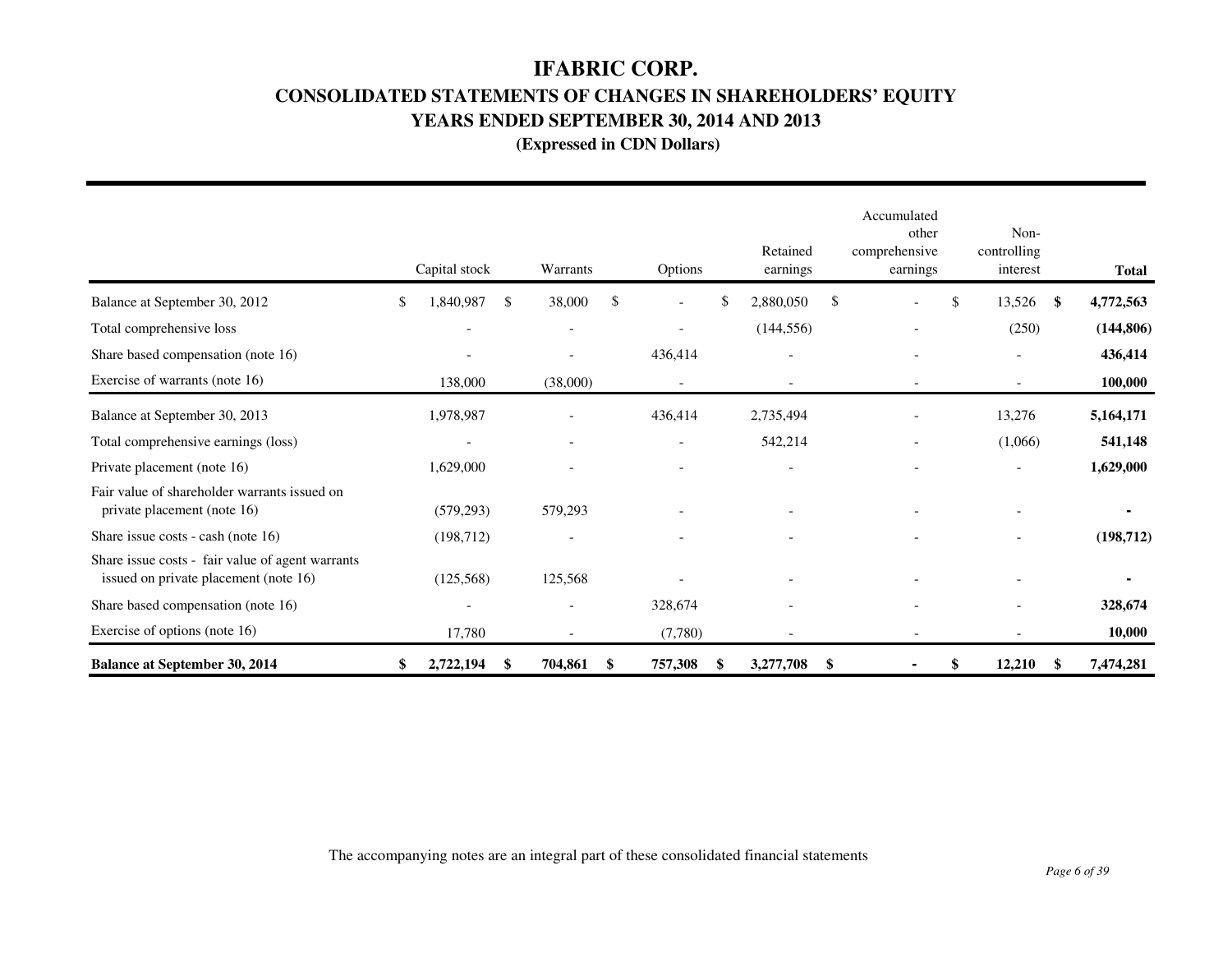# IFABRIC CORP.

## CONSOLIDATED STATEMENTS OF CHANGES IN SHAREHOLDERS' EQUITY

## YEARS ENDED SEPTEMBER 30, 2014 AND 2013

### (Expressed in CDN Dollars)

| | Capital stock | Warrants | Options | Retained earnings | Accumulated other comprehensive earnings | Non-controlling interest | **Total** |
|---|---|---|---|---|---|---|---|
| Balance at September 30, 2012 | $ 1,840,987 | $ 38,000 | $ - | $ 2,880,050 | $ - | $ 13,526 | **$ 4,772,563** |
| Total comprehensive loss | - | - | - | (144,556) | - | (250) | **(144,806)** |
| Share based compensation (note 16) | - | - | 436,414 | - | - | - | **436,414** |
| Exercise of warrants (note 16) | 138,000 | (38,000) | - | - | - | - | **100,000** |
| Balance at September 30, 2013 | 1,978,987 | - | 436,414 | 2,735,494 | - | 13,276 | **5,164,171** |
| Total comprehensive earnings (loss) | - | - | - | 542,214 | - | (1,066) | **541,148** |
| Private placement (note 16) | 1,629,000 | - | - | - | - | - | **1,629,000** |
| Fair value of shareholder warrants issued on private placement (note 16) | (579,293) | 579,293 | - | - | - | - | **-** |
| Share issue costs - cash (note 16) | (198,712) | - | - | - | - | - | **(198,712)** |
| Share issue costs - fair value of agent warrants issued on private placement (note 16) | (125,568) | 125,568 | - | - | - | - | **-** |
| Share based compensation (note 16) | - | - | 328,674 | - | - | - | **328,674** |
| Exercise of options (note 16) | 17,780 | - | (7,780) | - | - | - | **10,000** |
| **Balance at September 30, 2014** | **$ 2,722,194** | **$ 704,861** | **$ 757,308** | **$ 3,277,708** | **$ -** | **$ 12,210** | **$ 7,474,281** |

The accompanying notes are an integral part of these consolidated financial statements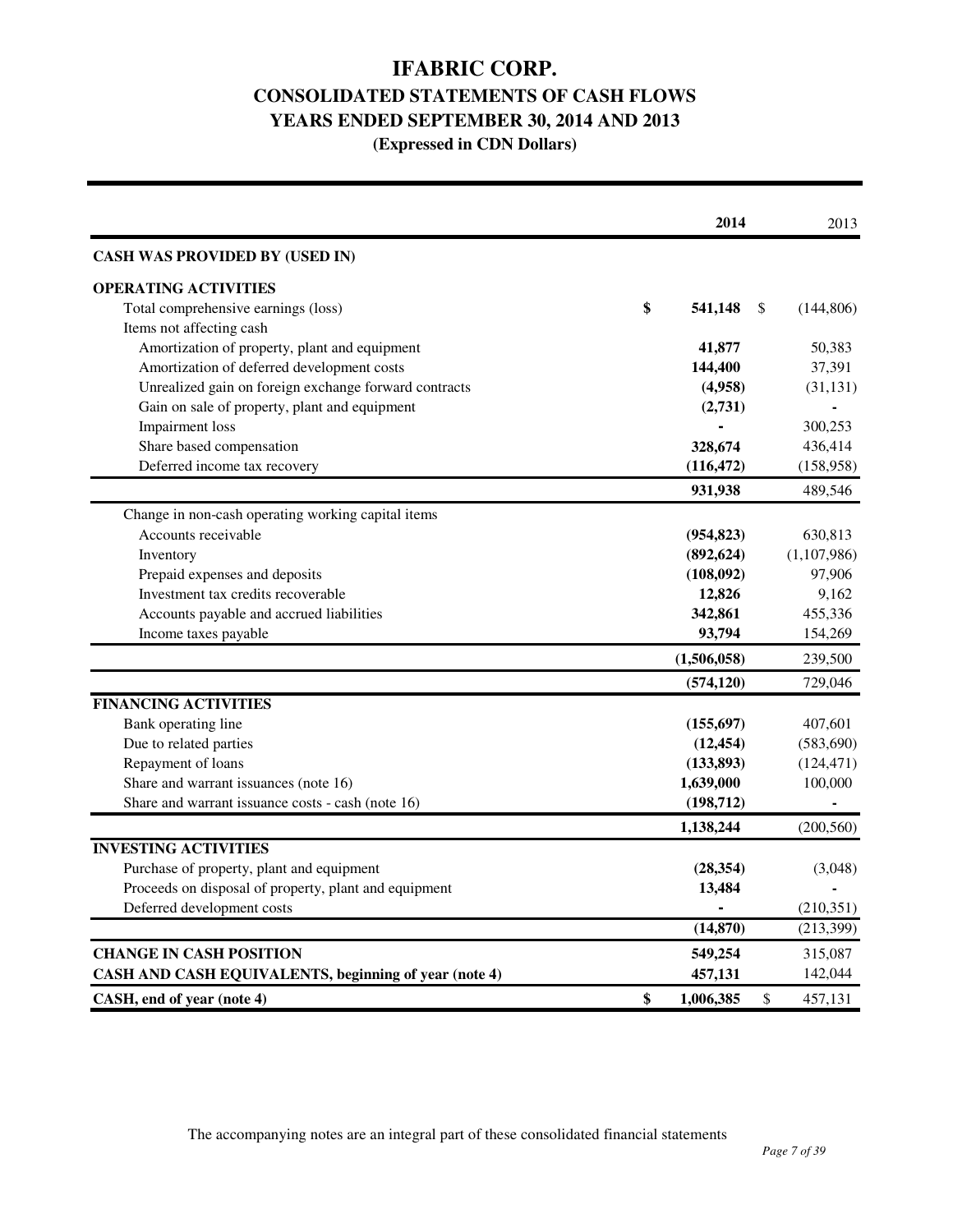# IFABRIC CORP.

## CONSOLIDATED STATEMENTS OF CASH FLOWS

## YEARS ENDED SEPTEMBER 30, 2014 AND 2013

### (Expressed in CDN Dollars)

| | 2014 | 2013 |
|---|---|---|
| **CASH WAS PROVIDED BY (USED IN)** | | |
| **OPERATING ACTIVITIES** | | |
| Total comprehensive earnings (loss) | $ **541,148** | $ (144,806) |
| Items not affecting cash | | |
| Amortization of property, plant and equipment | **41,877** | 50,383 |
| Amortization of deferred development costs | **144,400** | 37,391 |
| Unrealized gain on foreign exchange forward contracts | **(4,958)** | (31,131) |
| Gain on sale of property, plant and equipment | **(2,731)** | - |
| Impairment loss | **-** | 300,253 |
| Share based compensation | **328,674** | 436,414 |
| Deferred income tax recovery | **(116,472)** | (158,958) |
| | **931,938** | 489,546 |
| Change in non-cash operating working capital items | | |
| Accounts receivable | **(954,823)** | 630,813 |
| Inventory | **(892,624)** | (1,107,986) |
| Prepaid expenses and deposits | **(108,092)** | 97,906 |
| Investment tax credits recoverable | **12,826** | 9,162 |
| Accounts payable and accrued liabilities | **342,861** | 455,336 |
| Income taxes payable | **93,794** | 154,269 |
| | **(1,506,058)** | 239,500 |
| | **(574,120)** | 729,046 |
| **FINANCING ACTIVITIES** | | |
| Bank operating line | **(155,697)** | 407,601 |
| Due to related parties | **(12,454)** | (583,690) |
| Repayment of loans | **(133,893)** | (124,471) |
| Share and warrant issuances (note 16) | **1,639,000** | 100,000 |
| Share and warrant issuance costs - cash (note 16) | **(198,712)** | - |
| | **1,138,244** | (200,560) |
| **INVESTING ACTIVITIES** | | |
| Purchase of property, plant and equipment | **(28,354)** | (3,048) |
| Proceeds on disposal of property, plant and equipment | **13,484** | - |
| Deferred development costs | **-** | (210,351) |
| | **(14,870)** | (213,399) |
| **CHANGE IN CASH POSITION** | **549,254** | 315,087 |
| **CASH AND CASH EQUIVALENTS, beginning of year (note 4)** | **457,131** | 142,044 |
| **CASH, end of year (note 4)** | $ **1,006,385** | $ 457,131 |

The accompanying notes are an integral part of these consolidated financial statements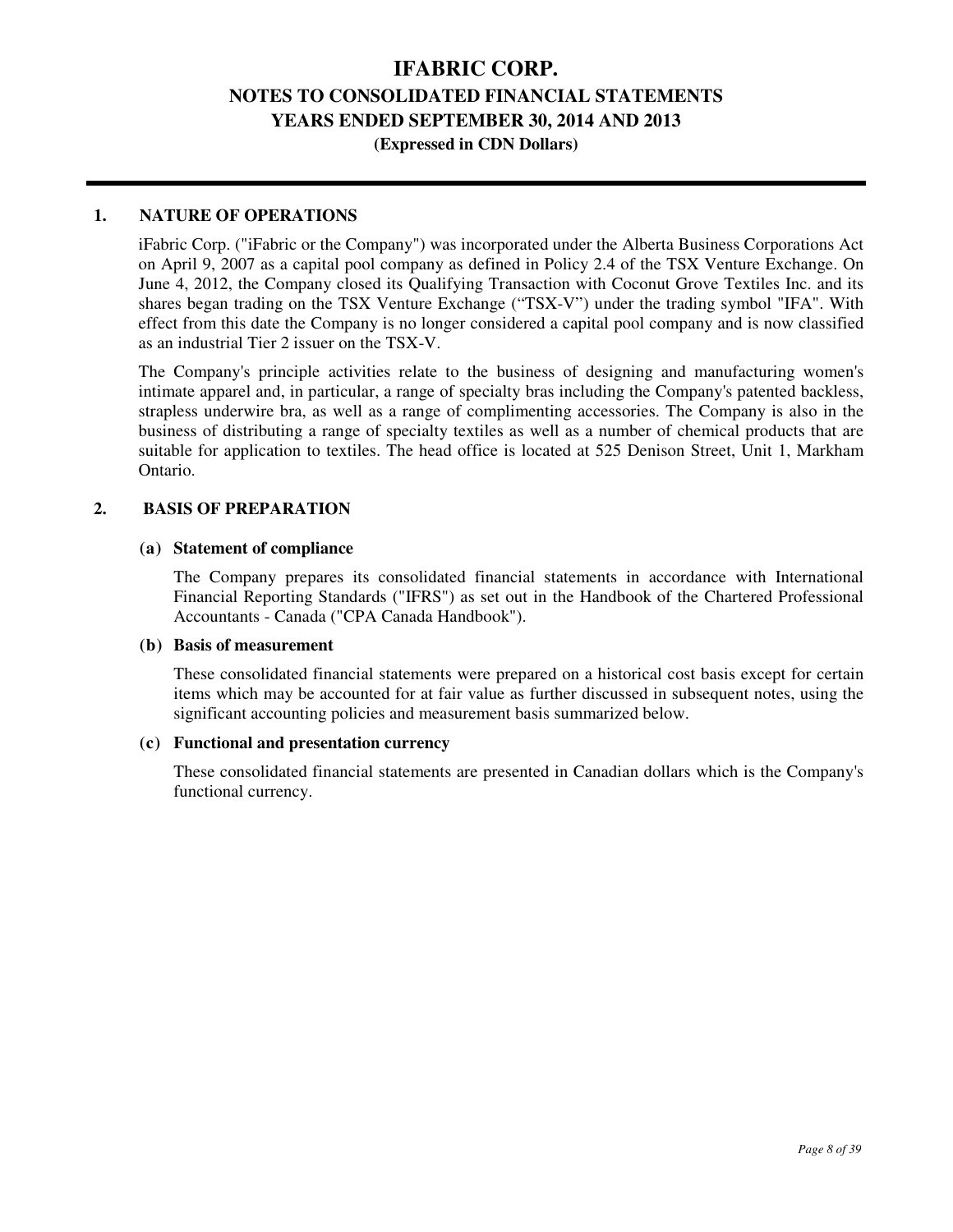# IFABRIC CORP.
## NOTES TO CONSOLIDATED FINANCIAL STATEMENTS
## YEARS ENDED SEPTEMBER 30, 2014 AND 2013
**(Expressed in CDN Dollars)**

## 1. NATURE OF OPERATIONS

iFabric Corp. ("iFabric or the Company") was incorporated under the Alberta Business Corporations Act on April 9, 2007 as a capital pool company as defined in Policy 2.4 of the TSX Venture Exchange. On June 4, 2012, the Company closed its Qualifying Transaction with Coconut Grove Textiles Inc. and its shares began trading on the TSX Venture Exchange ("TSX-V") under the trading symbol "IFA". With effect from this date the Company is no longer considered a capital pool company and is now classified as an industrial Tier 2 issuer on the TSX-V.

The Company's principle activities relate to the business of designing and manufacturing women's intimate apparel and, in particular, a range of specialty bras including the Company's patented backless, strapless underwire bra, as well as a range of complimenting accessories. The Company is also in the business of distributing a range of specialty textiles as well as a number of chemical products that are suitable for application to textiles. The head office is located at 525 Denison Street, Unit 1, Markham Ontario.

## 2. BASIS OF PREPARATION

### (a) Statement of compliance

The Company prepares its consolidated financial statements in accordance with International Financial Reporting Standards ("IFRS") as set out in the Handbook of the Chartered Professional Accountants - Canada ("CPA Canada Handbook").

### (b) Basis of measurement

These consolidated financial statements were prepared on a historical cost basis except for certain items which may be accounted for at fair value as further discussed in subsequent notes, using the significant accounting policies and measurement basis summarized below.

### (c) Functional and presentation currency

These consolidated financial statements are presented in Canadian dollars which is the Company's functional currency.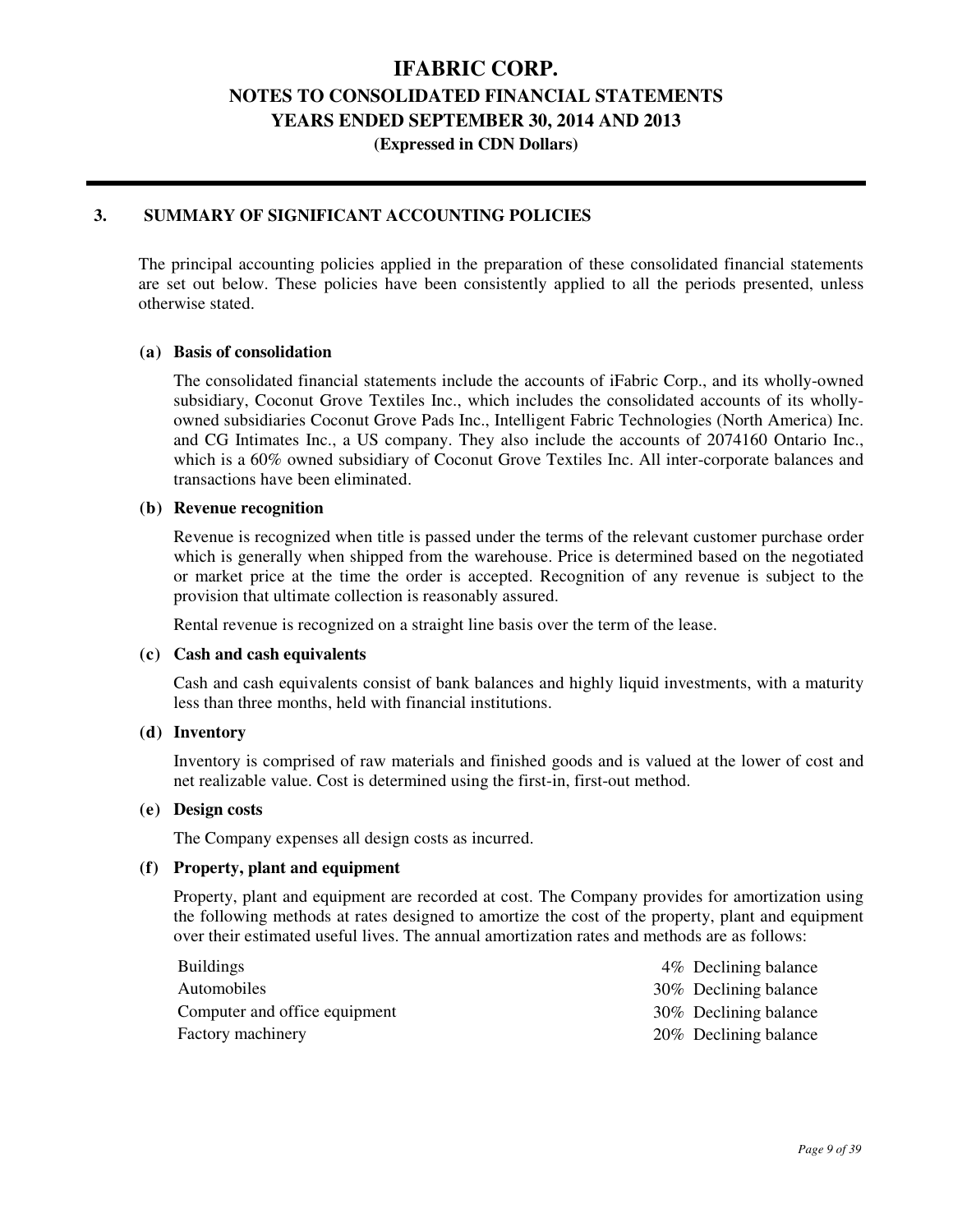# IFABRIC CORP.

## NOTES TO CONSOLIDATED FINANCIAL STATEMENTS

## YEARS ENDED SEPTEMBER 30, 2014 AND 2013

**(Expressed in CDN Dollars)**

## 3. SUMMARY OF SIGNIFICANT ACCOUNTING POLICIES

The principal accounting policies applied in the preparation of these consolidated financial statements are set out below. These policies have been consistently applied to all the periods presented, unless otherwise stated.

### (a) Basis of consolidation

The consolidated financial statements include the accounts of iFabric Corp., and its wholly-owned subsidiary, Coconut Grove Textiles Inc., which includes the consolidated accounts of its wholly-owned subsidiaries Coconut Grove Pads Inc., Intelligent Fabric Technologies (North America) Inc. and CG Intimates Inc., a US company. They also include the accounts of 2074160 Ontario Inc., which is a 60% owned subsidiary of Coconut Grove Textiles Inc. All inter-corporate balances and transactions have been eliminated.

### (b) Revenue recognition

Revenue is recognized when title is passed under the terms of the relevant customer purchase order which is generally when shipped from the warehouse. Price is determined based on the negotiated or market price at the time the order is accepted. Recognition of any revenue is subject to the provision that ultimate collection is reasonably assured.

Rental revenue is recognized on a straight line basis over the term of the lease.

### (c) Cash and cash equivalents

Cash and cash equivalents consist of bank balances and highly liquid investments, with a maturity less than three months, held with financial institutions.

### (d) Inventory

Inventory is comprised of raw materials and finished goods and is valued at the lower of cost and net realizable value. Cost is determined using the first-in, first-out method.

### (e) Design costs

The Company expenses all design costs as incurred.

### (f) Property, plant and equipment

Property, plant and equipment are recorded at cost. The Company provides for amortization using the following methods at rates designed to amortize the cost of the property, plant and equipment over their estimated useful lives. The annual amortization rates and methods are as follows:

| | |
|---|---|
| Buildings | 4% Declining balance |
| Automobiles | 30% Declining balance |
| Computer and office equipment | 30% Declining balance |
| Factory machinery | 20% Declining balance |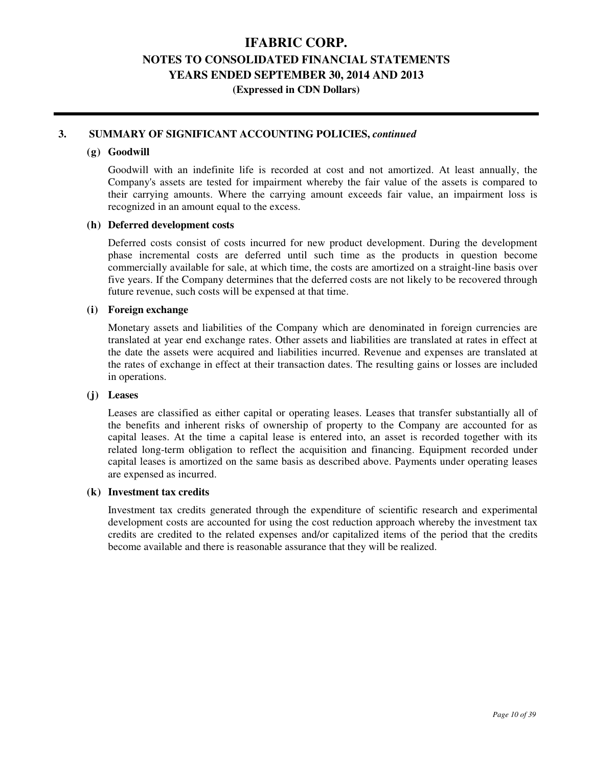## 3. SUMMARY OF SIGNIFICANT ACCOUNTING POLICIES, *continued*

### (g) Goodwill

Goodwill with an indefinite life is recorded at cost and not amortized. At least annually, the Company's assets are tested for impairment whereby the fair value of the assets is compared to their carrying amounts. Where the carrying amount exceeds fair value, an impairment loss is recognized in an amount equal to the excess.

### (h) Deferred development costs

Deferred costs consist of costs incurred for new product development. During the development phase incremental costs are deferred until such time as the products in question become commercially available for sale, at which time, the costs are amortized on a straight-line basis over five years. If the Company determines that the deferred costs are not likely to be recovered through future revenue, such costs will be expensed at that time.

### (i) Foreign exchange

Monetary assets and liabilities of the Company which are denominated in foreign currencies are translated at year end exchange rates. Other assets and liabilities are translated at rates in effect at the date the assets were acquired and liabilities incurred. Revenue and expenses are translated at the rates of exchange in effect at their transaction dates. The resulting gains or losses are included in operations.

### (j) Leases

Leases are classified as either capital or operating leases. Leases that transfer substantially all of the benefits and inherent risks of ownership of property to the Company are accounted for as capital leases. At the time a capital lease is entered into, an asset is recorded together with its related long-term obligation to reflect the acquisition and financing. Equipment recorded under capital leases is amortized on the same basis as described above. Payments under operating leases are expensed as incurred.

### (k) Investment tax credits

Investment tax credits generated through the expenditure of scientific research and experimental development costs are accounted for using the cost reduction approach whereby the investment tax credits are credited to the related expenses and/or capitalized items of the period that the credits become available and there is reasonable assurance that they will be realized.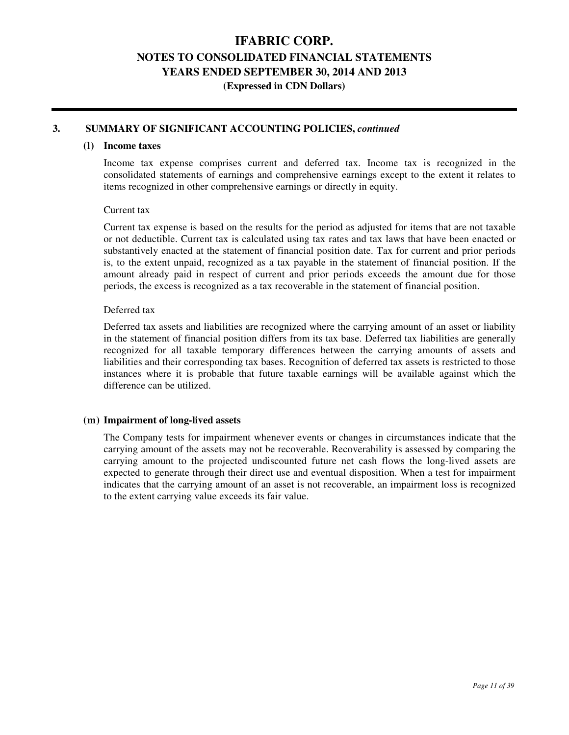### 3. SUMMARY OF SIGNIFICANT ACCOUNTING POLICIES, *continued*

#### (l) Income taxes

Income tax expense comprises current and deferred tax. Income tax is recognized in the consolidated statements of earnings and comprehensive earnings except to the extent it relates to items recognized in other comprehensive earnings or directly in equity.

Current tax

Current tax expense is based on the results for the period as adjusted for items that are not taxable or not deductible. Current tax is calculated using tax rates and tax laws that have been enacted or substantively enacted at the statement of financial position date. Tax for current and prior periods is, to the extent unpaid, recognized as a tax payable in the statement of financial position. If the amount already paid in respect of current and prior periods exceeds the amount due for those periods, the excess is recognized as a tax recoverable in the statement of financial position.

Deferred tax

Deferred tax assets and liabilities are recognized where the carrying amount of an asset or liability in the statement of financial position differs from its tax base. Deferred tax liabilities are generally recognized for all taxable temporary differences between the carrying amounts of assets and liabilities and their corresponding tax bases. Recognition of deferred tax assets is restricted to those instances where it is probable that future taxable earnings will be available against which the difference can be utilized.

#### (m) Impairment of long-lived assets

The Company tests for impairment whenever events or changes in circumstances indicate that the carrying amount of the assets may not be recoverable. Recoverability is assessed by comparing the carrying amount to the projected undiscounted future net cash flows the long-lived assets are expected to generate through their direct use and eventual disposition. When a test for impairment indicates that the carrying amount of an asset is not recoverable, an impairment loss is recognized to the extent carrying value exceeds its fair value.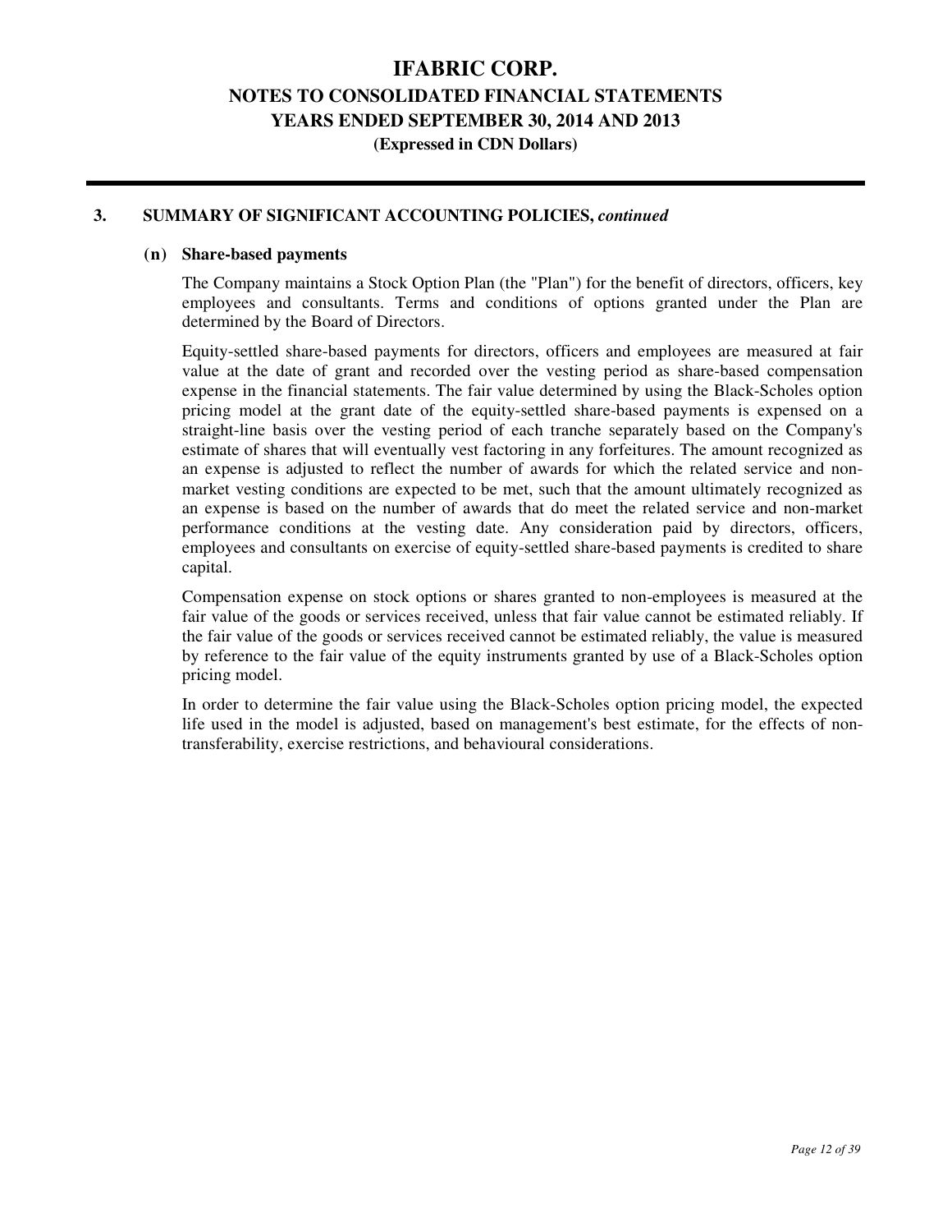## 3. SUMMARY OF SIGNIFICANT ACCOUNTING POLICIES, *continued*

### (n) Share-based payments

The Company maintains a Stock Option Plan (the "Plan") for the benefit of directors, officers, key employees and consultants. Terms and conditions of options granted under the Plan are determined by the Board of Directors.

Equity-settled share-based payments for directors, officers and employees are measured at fair value at the date of grant and recorded over the vesting period as share-based compensation expense in the financial statements. The fair value determined by using the Black-Scholes option pricing model at the grant date of the equity-settled share-based payments is expensed on a straight-line basis over the vesting period of each tranche separately based on the Company's estimate of shares that will eventually vest factoring in any forfeitures. The amount recognized as an expense is adjusted to reflect the number of awards for which the related service and non-market vesting conditions are expected to be met, such that the amount ultimately recognized as an expense is based on the number of awards that do meet the related service and non-market performance conditions at the vesting date. Any consideration paid by directors, officers, employees and consultants on exercise of equity-settled share-based payments is credited to share capital.

Compensation expense on stock options or shares granted to non-employees is measured at the fair value of the goods or services received, unless that fair value cannot be estimated reliably. If the fair value of the goods or services received cannot be estimated reliably, the value is measured by reference to the fair value of the equity instruments granted by use of a Black-Scholes option pricing model.

In order to determine the fair value using the Black-Scholes option pricing model, the expected life used in the model is adjusted, based on management's best estimate, for the effects of non-transferability, exercise restrictions, and behavioural considerations.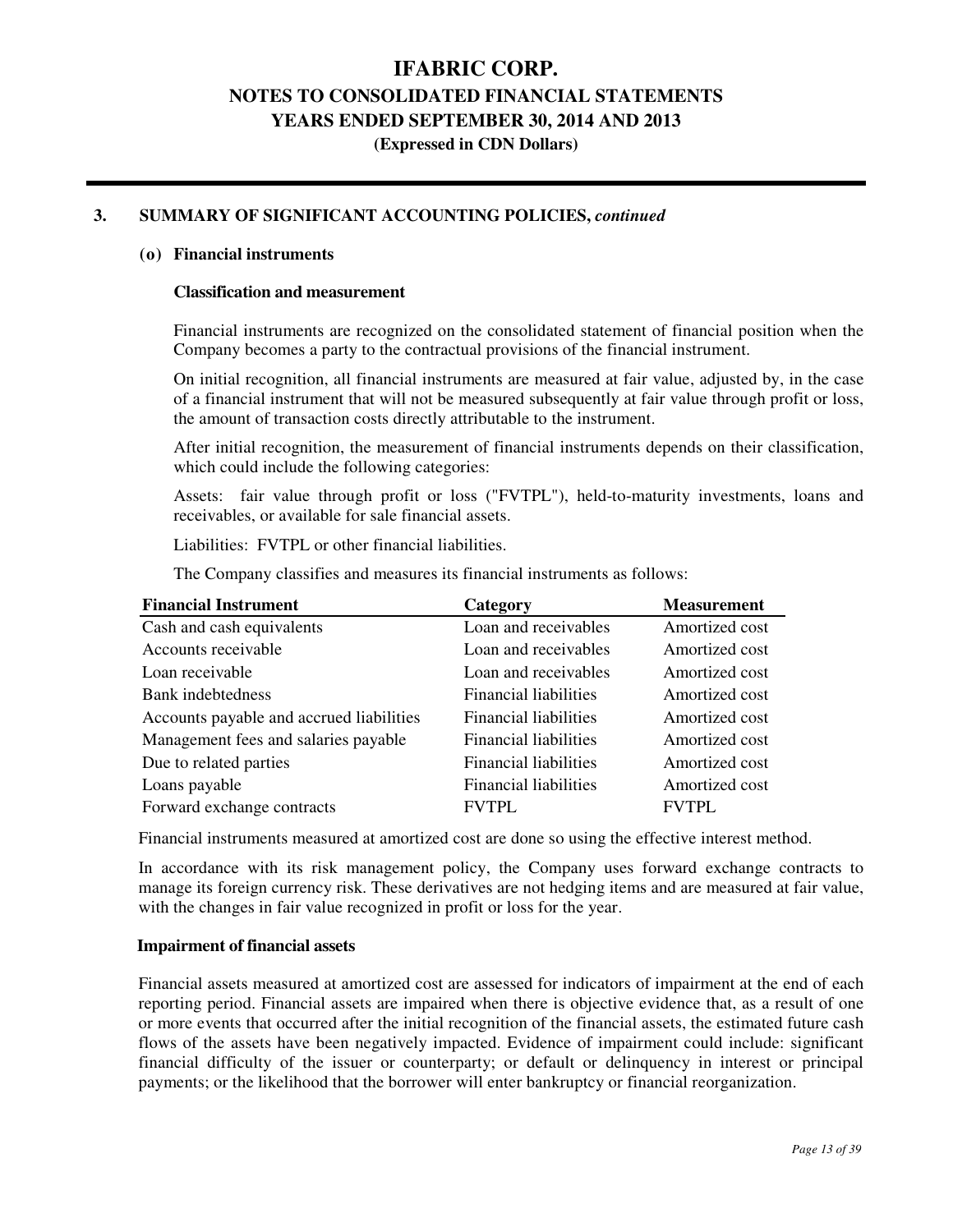## 3. SUMMARY OF SIGNIFICANT ACCOUNTING POLICIES, *continued*

### (o) Financial instruments

**Classification and measurement**

Financial instruments are recognized on the consolidated statement of financial position when the Company becomes a party to the contractual provisions of the financial instrument.

On initial recognition, all financial instruments are measured at fair value, adjusted by, in the case of a financial instrument that will not be measured subsequently at fair value through profit or loss, the amount of transaction costs directly attributable to the instrument.

After initial recognition, the measurement of financial instruments depends on their classification, which could include the following categories:

Assets: fair value through profit or loss ("FVTPL"), held-to-maturity investments, loans and receivables, or available for sale financial assets.

Liabilities: FVTPL or other financial liabilities.

The Company classifies and measures its financial instruments as follows:

| Financial Instrument | Category | Measurement |
|---|---|---|
| Cash and cash equivalents | Loan and receivables | Amortized cost |
| Accounts receivable | Loan and receivables | Amortized cost |
| Loan receivable | Loan and receivables | Amortized cost |
| Bank indebtedness | Financial liabilities | Amortized cost |
| Accounts payable and accrued liabilities | Financial liabilities | Amortized cost |
| Management fees and salaries payable | Financial liabilities | Amortized cost |
| Due to related parties | Financial liabilities | Amortized cost |
| Loans payable | Financial liabilities | Amortized cost |
| Forward exchange contracts | FVTPL | FVTPL |

Financial instruments measured at amortized cost are done so using the effective interest method.

In accordance with its risk management policy, the Company uses forward exchange contracts to manage its foreign currency risk. These derivatives are not hedging items and are measured at fair value, with the changes in fair value recognized in profit or loss for the year.

**Impairment of financial assets**

Financial assets measured at amortized cost are assessed for indicators of impairment at the end of each reporting period. Financial assets are impaired when there is objective evidence that, as a result of one or more events that occurred after the initial recognition of the financial assets, the estimated future cash flows of the assets have been negatively impacted. Evidence of impairment could include: significant financial difficulty of the issuer or counterparty; or default or delinquency in interest or principal payments; or the likelihood that the borrower will enter bankruptcy or financial reorganization.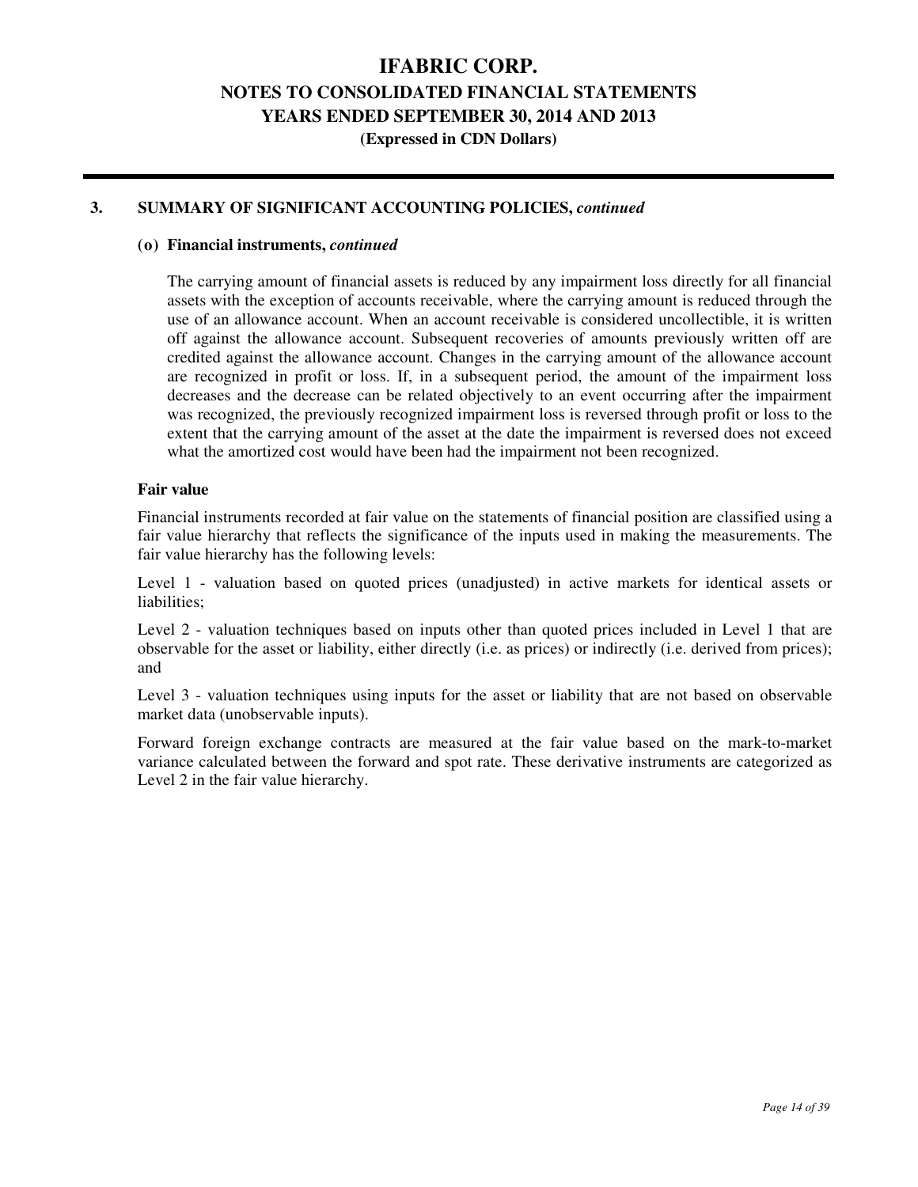## 3. SUMMARY OF SIGNIFICANT ACCOUNTING POLICIES, *continued*

### (o) Financial instruments, *continued*

The carrying amount of financial assets is reduced by any impairment loss directly for all financial assets with the exception of accounts receivable, where the carrying amount is reduced through the use of an allowance account. When an account receivable is considered uncollectible, it is written off against the allowance account. Subsequent recoveries of amounts previously written off are credited against the allowance account. Changes in the carrying amount of the allowance account are recognized in profit or loss. If, in a subsequent period, the amount of the impairment loss decreases and the decrease can be related objectively to an event occurring after the impairment was recognized, the previously recognized impairment loss is reversed through profit or loss to the extent that the carrying amount of the asset at the date the impairment is reversed does not exceed what the amortized cost would have been had the impairment not been recognized.

**Fair value**

Financial instruments recorded at fair value on the statements of financial position are classified using a fair value hierarchy that reflects the significance of the inputs used in making the measurements. The fair value hierarchy has the following levels:

Level 1 - valuation based on quoted prices (unadjusted) in active markets for identical assets or liabilities;

Level 2 - valuation techniques based on inputs other than quoted prices included in Level 1 that are observable for the asset or liability, either directly (i.e. as prices) or indirectly (i.e. derived from prices); and

Level 3 - valuation techniques using inputs for the asset or liability that are not based on observable market data (unobservable inputs).

Forward foreign exchange contracts are measured at the fair value based on the mark-to-market variance calculated between the forward and spot rate. These derivative instruments are categorized as Level 2 in the fair value hierarchy.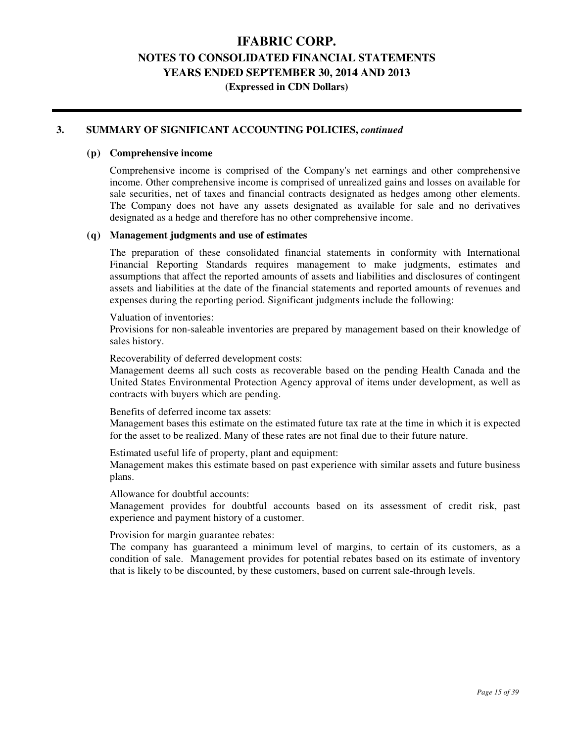## 3. SUMMARY OF SIGNIFICANT ACCOUNTING POLICIES, *continued*

### (p) Comprehensive income

Comprehensive income is comprised of the Company's net earnings and other comprehensive income. Other comprehensive income is comprised of unrealized gains and losses on available for sale securities, net of taxes and financial contracts designated as hedges among other elements. The Company does not have any assets designated as available for sale and no derivatives designated as a hedge and therefore has no other comprehensive income.

### (q) Management judgments and use of estimates

The preparation of these consolidated financial statements in conformity with International Financial Reporting Standards requires management to make judgments, estimates and assumptions that affect the reported amounts of assets and liabilities and disclosures of contingent assets and liabilities at the date of the financial statements and reported amounts of revenues and expenses during the reporting period. Significant judgments include the following:

Valuation of inventories:
Provisions for non-saleable inventories are prepared by management based on their knowledge of sales history.

Recoverability of deferred development costs:
Management deems all such costs as recoverable based on the pending Health Canada and the United States Environmental Protection Agency approval of items under development, as well as contracts with buyers which are pending.

Benefits of deferred income tax assets:
Management bases this estimate on the estimated future tax rate at the time in which it is expected for the asset to be realized. Many of these rates are not final due to their future nature.

Estimated useful life of property, plant and equipment:
Management makes this estimate based on past experience with similar assets and future business plans.

Allowance for doubtful accounts:
Management provides for doubtful accounts based on its assessment of credit risk, past experience and payment history of a customer.

Provision for margin guarantee rebates:
The company has guaranteed a minimum level of margins, to certain of its customers, as a condition of sale. Management provides for potential rebates based on its estimate of inventory that is likely to be discounted, by these customers, based on current sale-through levels.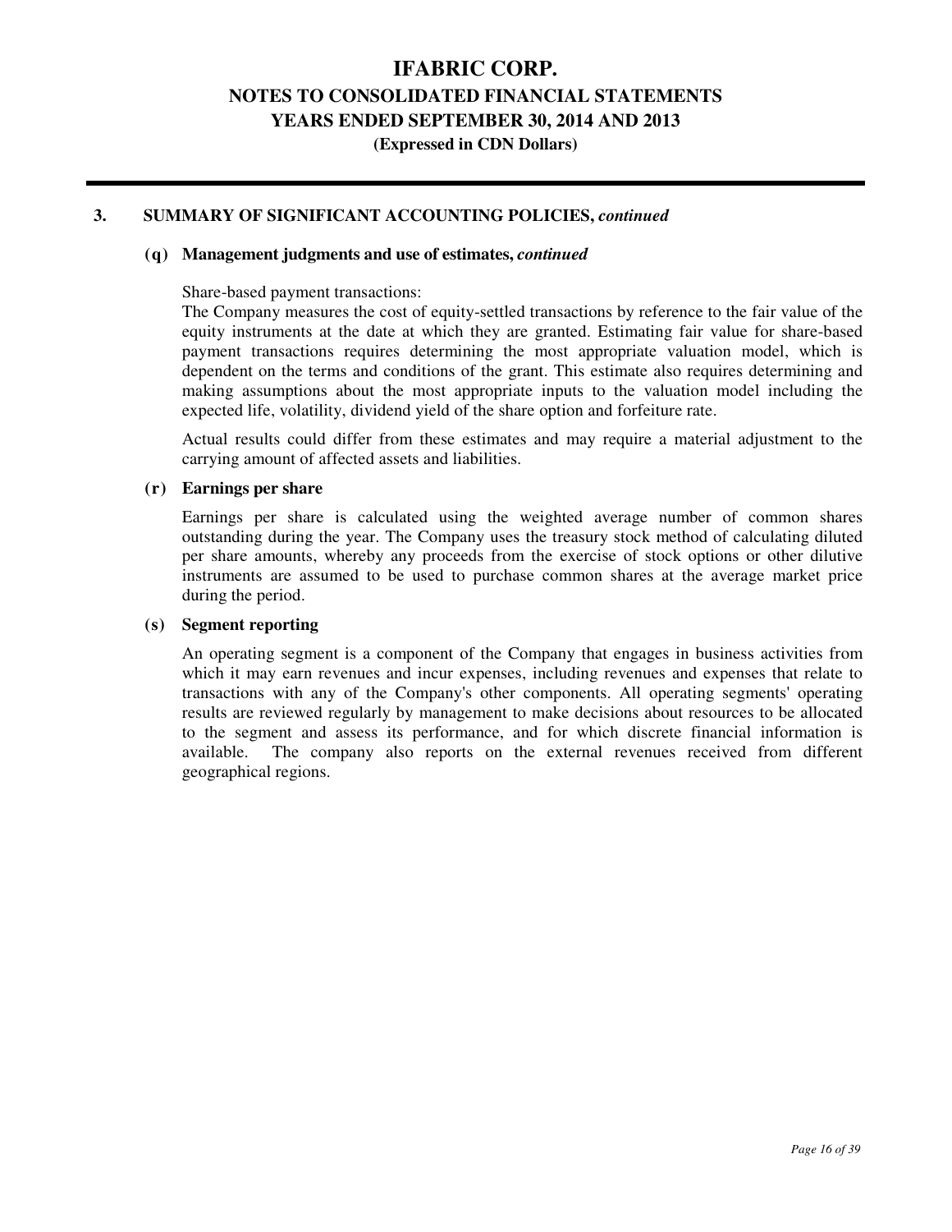# IFABRIC CORP.
## NOTES TO CONSOLIDATED FINANCIAL STATEMENTS
## YEARS ENDED SEPTEMBER 30, 2014 AND 2013
**(Expressed in CDN Dollars)**

### 3. SUMMARY OF SIGNIFICANT ACCOUNTING POLICIES, *continued*

#### (q) Management judgments and use of estimates, *continued*

Share-based payment transactions:
The Company measures the cost of equity-settled transactions by reference to the fair value of the equity instruments at the date at which they are granted. Estimating fair value for share-based payment transactions requires determining the most appropriate valuation model, which is dependent on the terms and conditions of the grant. This estimate also requires determining and making assumptions about the most appropriate inputs to the valuation model including the expected life, volatility, dividend yield of the share option and forfeiture rate.

Actual results could differ from these estimates and may require a material adjustment to the carrying amount of affected assets and liabilities.

#### (r) Earnings per share

Earnings per share is calculated using the weighted average number of common shares outstanding during the year. The Company uses the treasury stock method of calculating diluted per share amounts, whereby any proceeds from the exercise of stock options or other dilutive instruments are assumed to be used to purchase common shares at the average market price during the period.

#### (s) Segment reporting

An operating segment is a component of the Company that engages in business activities from which it may earn revenues and incur expenses, including revenues and expenses that relate to transactions with any of the Company's other components. All operating segments' operating results are reviewed regularly by management to make decisions about resources to be allocated to the segment and assess its performance, and for which discrete financial information is available. The company also reports on the external revenues received from different geographical regions.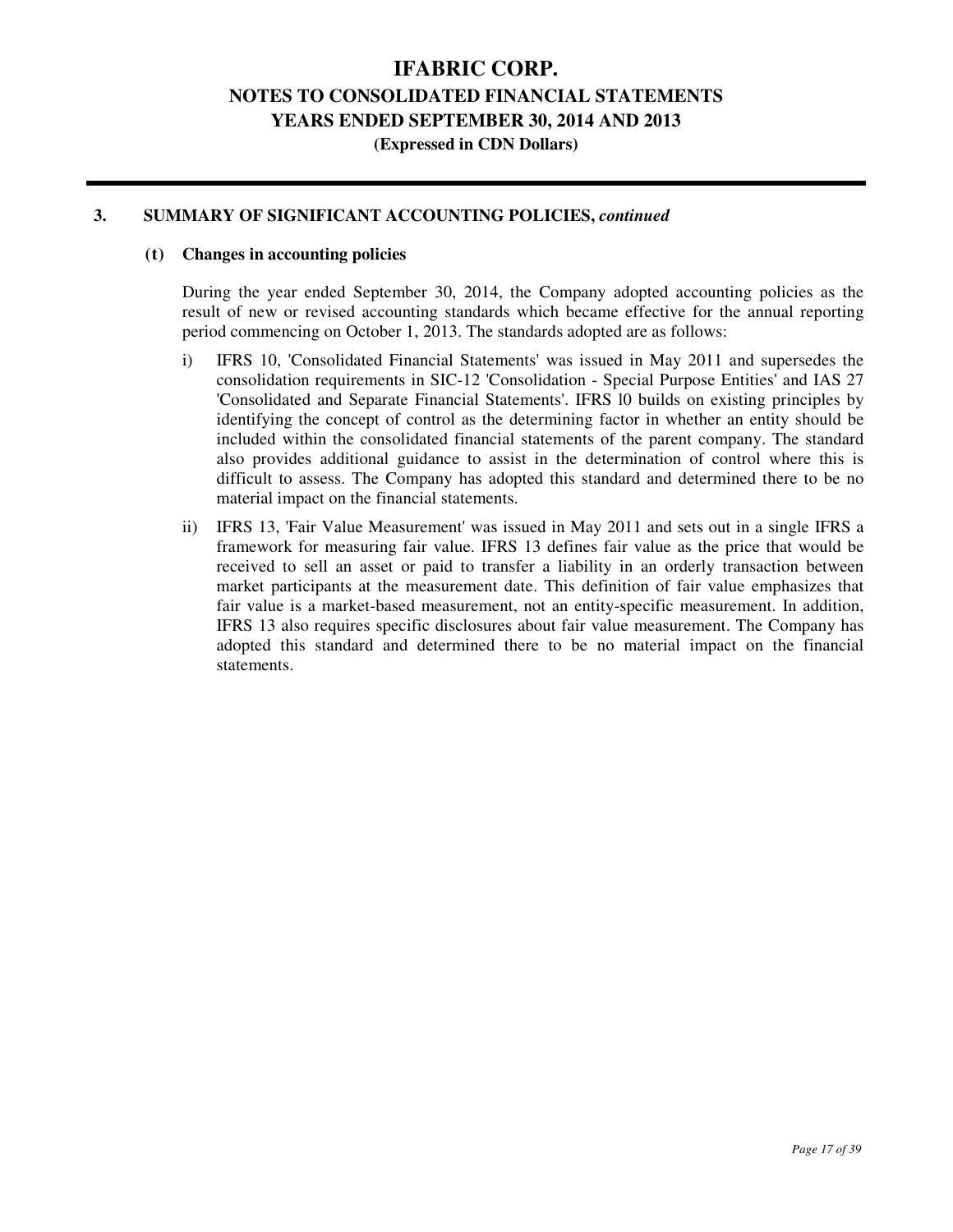### 3. SUMMARY OF SIGNIFICANT ACCOUNTING POLICIES, *continued*

#### (t) Changes in accounting policies

During the year ended September 30, 2014, the Company adopted accounting policies as the result of new or revised accounting standards which became effective for the annual reporting period commencing on October 1, 2013. The standards adopted are as follows:

i) IFRS 10, 'Consolidated Financial Statements' was issued in May 2011 and supersedes the consolidation requirements in SIC-12 'Consolidation - Special Purpose Entities' and IAS 27 'Consolidated and Separate Financial Statements'. IFRS l0 builds on existing principles by identifying the concept of control as the determining factor in whether an entity should be included within the consolidated financial statements of the parent company. The standard also provides additional guidance to assist in the determination of control where this is difficult to assess. The Company has adopted this standard and determined there to be no material impact on the financial statements.

ii) IFRS 13, 'Fair Value Measurement' was issued in May 2011 and sets out in a single IFRS a framework for measuring fair value. IFRS 13 defines fair value as the price that would be received to sell an asset or paid to transfer a liability in an orderly transaction between market participants at the measurement date. This definition of fair value emphasizes that fair value is a market-based measurement, not an entity-specific measurement. In addition, IFRS 13 also requires specific disclosures about fair value measurement. The Company has adopted this standard and determined there to be no material impact on the financial statements.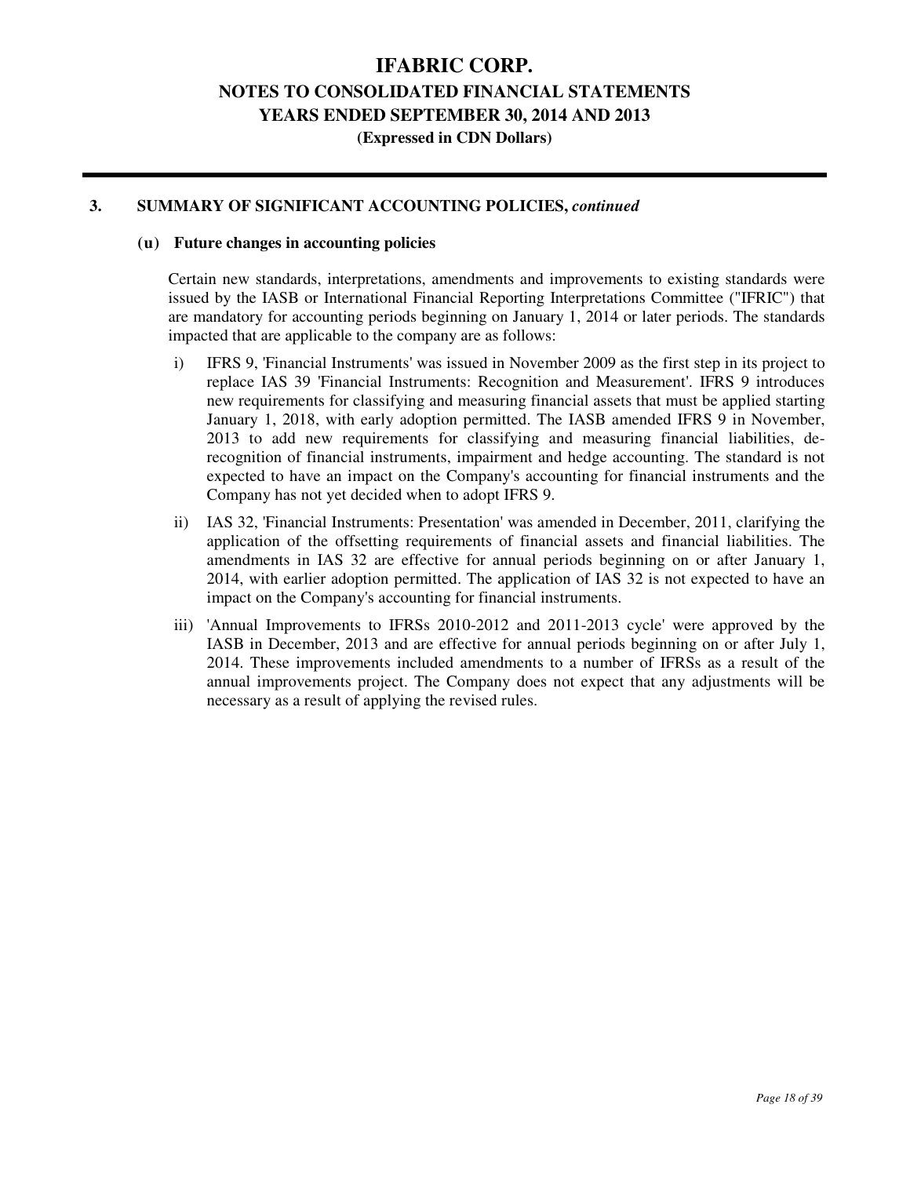## 3. SUMMARY OF SIGNIFICANT ACCOUNTING POLICIES, *continued*

### (u) Future changes in accounting policies

Certain new standards, interpretations, amendments and improvements to existing standards were issued by the IASB or International Financial Reporting Interpretations Committee ("IFRIC") that are mandatory for accounting periods beginning on January 1, 2014 or later periods. The standards impacted that are applicable to the company are as follows:

i) IFRS 9, 'Financial Instruments' was issued in November 2009 as the first step in its project to replace IAS 39 'Financial Instruments: Recognition and Measurement'. IFRS 9 introduces new requirements for classifying and measuring financial assets that must be applied starting January 1, 2018, with early adoption permitted. The IASB amended IFRS 9 in November, 2013 to add new requirements for classifying and measuring financial liabilities, de-recognition of financial instruments, impairment and hedge accounting. The standard is not expected to have an impact on the Company's accounting for financial instruments and the Company has not yet decided when to adopt IFRS 9.

ii) IAS 32, 'Financial Instruments: Presentation' was amended in December, 2011, clarifying the application of the offsetting requirements of financial assets and financial liabilities. The amendments in IAS 32 are effective for annual periods beginning on or after January 1, 2014, with earlier adoption permitted. The application of IAS 32 is not expected to have an impact on the Company's accounting for financial instruments.

iii) 'Annual Improvements to IFRSs 2010-2012 and 2011-2013 cycle' were approved by the IASB in December, 2013 and are effective for annual periods beginning on or after July 1, 2014. These improvements included amendments to a number of IFRSs as a result of the annual improvements project. The Company does not expect that any adjustments will be necessary as a result of applying the revised rules.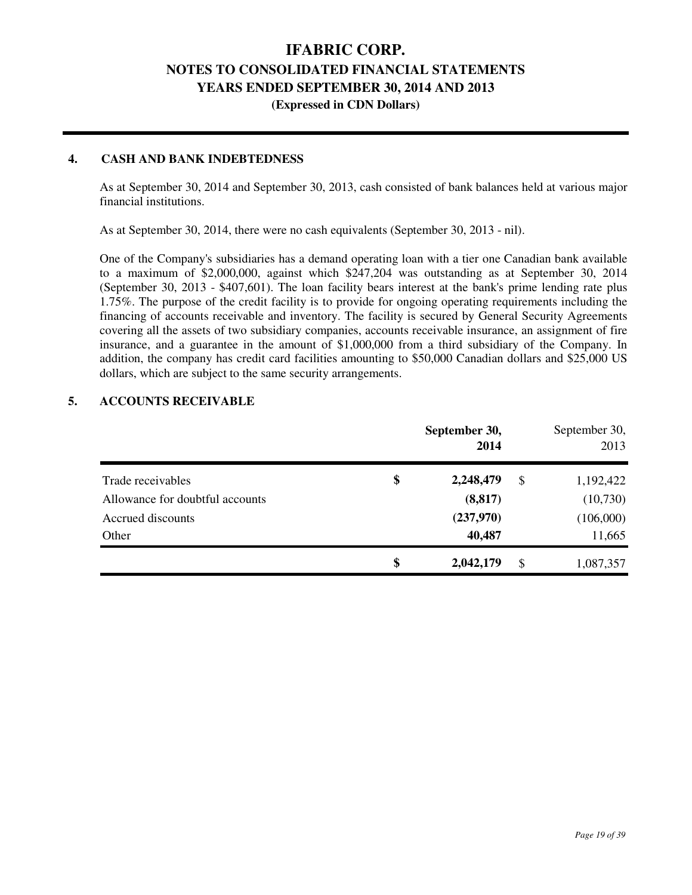## 4. CASH AND BANK INDEBTEDNESS

As at September 30, 2014 and September 30, 2013, cash consisted of bank balances held at various major financial institutions.

As at September 30, 2014, there were no cash equivalents (September 30, 2013 - nil).

One of the Company's subsidiaries has a demand operating loan with a tier one Canadian bank available to a maximum of $2,000,000, against which $247,204 was outstanding as at September 30, 2014 (September 30, 2013 - $407,601). The loan facility bears interest at the bank's prime lending rate plus 1.75%. The purpose of the credit facility is to provide for ongoing operating requirements including the financing of accounts receivable and inventory. The facility is secured by General Security Agreements covering all the assets of two subsidiary companies, accounts receivable insurance, an assignment of fire insurance, and a guarantee in the amount of $1,000,000 from a third subsidiary of the Company. In addition, the company has credit card facilities amounting to $50,000 Canadian dollars and $25,000 US dollars, which are subject to the same security arrangements.

## 5. ACCOUNTS RECEIVABLE

| | | **September 30, 2014** | | September 30, 2013 |
|---|---|---|---|---|
| Trade receivables | **$** | **2,248,479** | $ | 1,192,422 |
| Allowance for doubtful accounts | | **(8,817)** | | (10,730) |
| Accrued discounts | | **(237,970)** | | (106,000) |
| Other | | **40,487** | | 11,665 |
| | **$** | **2,042,179** | $ | 1,087,357 |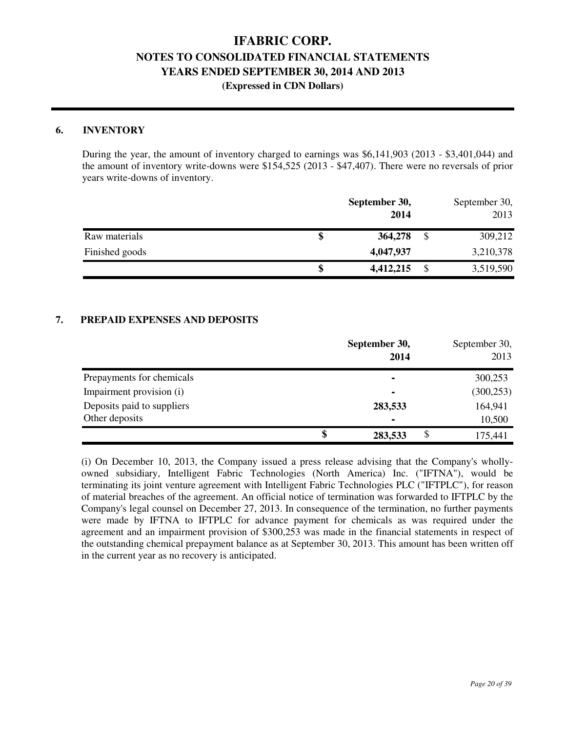## 6. INVENTORY

During the year, the amount of inventory charged to earnings was $6,141,903 (2013 - $3,401,044) and the amount of inventory write-downs were $154,525 (2013 - $47,407). There were no reversals of prior years write-downs of inventory.

| | September 30, 2014 | September 30, 2013 |
|---|---|---|
| Raw materials | $ 364,278 | $ 309,212 |
| Finished goods | 4,047,937 | 3,210,378 |
| | $ 4,412,215 | $ 3,519,590 |

## 7. PREPAID EXPENSES AND DEPOSITS

| | September 30, 2014 | September 30, 2013 |
|---|---|---|
| Prepayments for chemicals | - | 300,253 |
| Impairment provision (i) | - | (300,253) |
| Deposits paid to suppliers | 283,533 | 164,941 |
| Other deposits | - | 10,500 |
| | $ 283,533 | $ 175,441 |

(i) On December 10, 2013, the Company issued a press release advising that the Company's wholly-owned subsidiary, Intelligent Fabric Technologies (North America) Inc. ("IFTNA"), would be terminating its joint venture agreement with Intelligent Fabric Technologies PLC ("IFTPLC"), for reason of material breaches of the agreement. An official notice of termination was forwarded to IFTPLC by the Company's legal counsel on December 27, 2013. In consequence of the termination, no further payments were made by IFTNA to IFTPLC for advance payment for chemicals as was required under the agreement and an impairment provision of $300,253 was made in the financial statements in respect of the outstanding chemical prepayment balance as at September 30, 2013. This amount has been written off in the current year as no recovery is anticipated.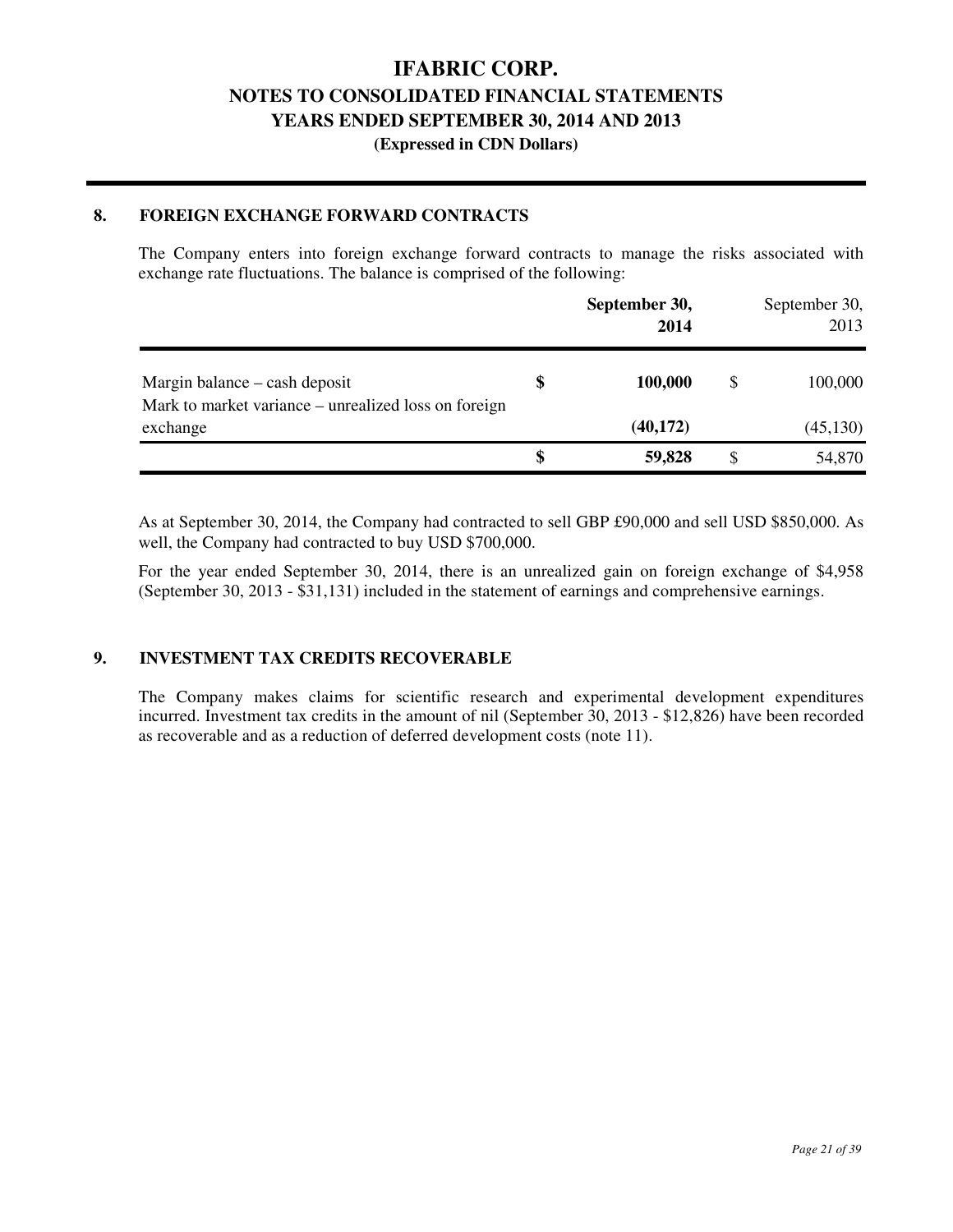## 8. FOREIGN EXCHANGE FORWARD CONTRACTS

The Company enters into foreign exchange forward contracts to manage the risks associated with exchange rate fluctuations. The balance is comprised of the following:

| | | **September 30, 2014** | | September 30, 2013 |
|---|---|---|---|---|
| Margin balance – cash deposit | **$** | **100,000** | $ | 100,000 |
| Mark to market variance – unrealized loss on foreign exchange | | **(40,172)** | | (45,130) |
| | **$** | **59,828** | $ | 54,870 |

As at September 30, 2014, the Company had contracted to sell GBP £90,000 and sell USD $850,000. As well, the Company had contracted to buy USD $700,000.

For the year ended September 30, 2014, there is an unrealized gain on foreign exchange of $4,958 (September 30, 2013 - $31,131) included in the statement of earnings and comprehensive earnings.

## 9. INVESTMENT TAX CREDITS RECOVERABLE

The Company makes claims for scientific research and experimental development expenditures incurred. Investment tax credits in the amount of nil (September 30, 2013 - $12,826) have been recorded as recoverable and as a reduction of deferred development costs (note 11).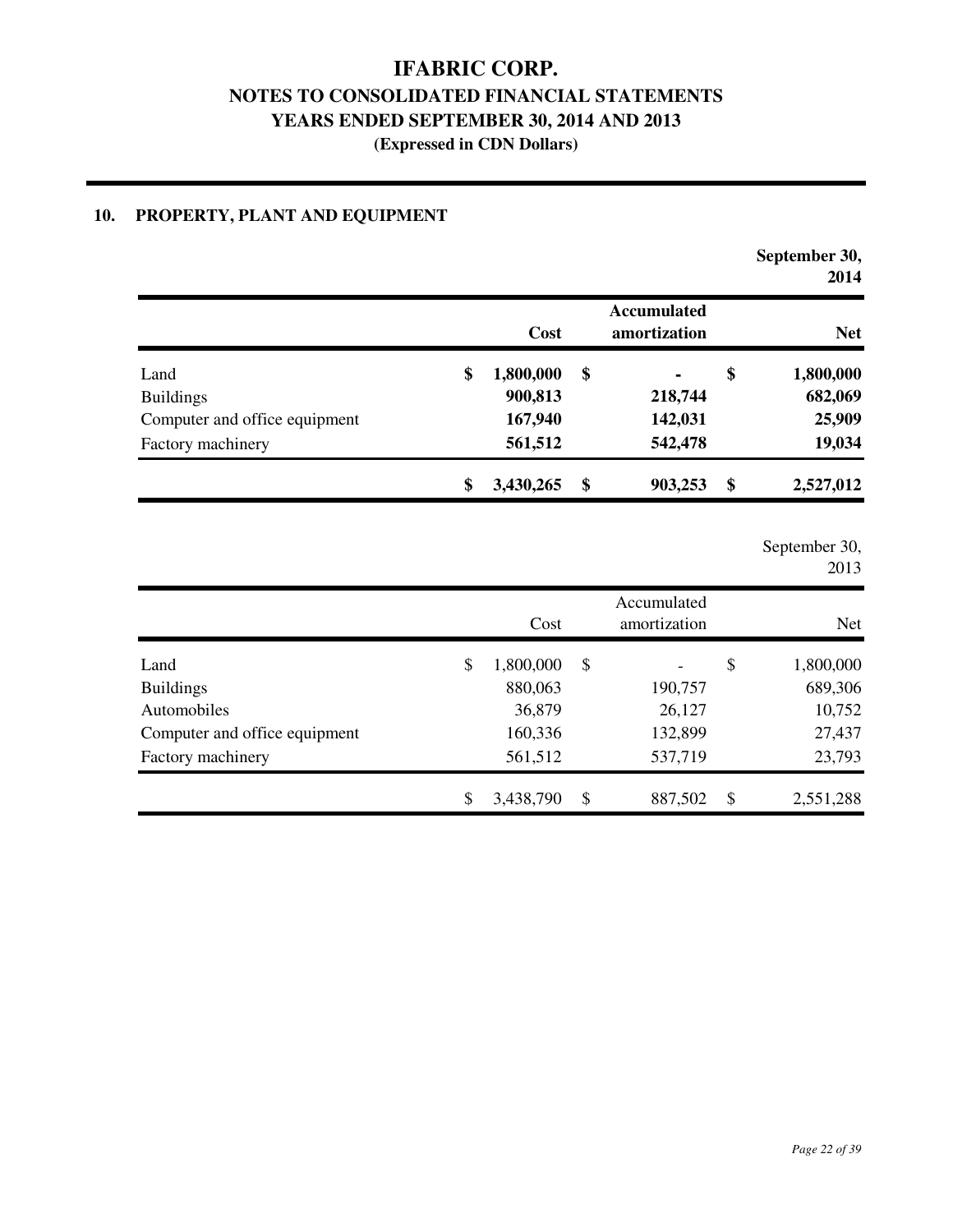# IFABRIC CORP.
## NOTES TO CONSOLIDATED FINANCIAL STATEMENTS
## YEARS ENDED SEPTEMBER 30, 2014 AND 2013
### (Expressed in CDN Dollars)

## 10. PROPERTY, PLANT AND EQUIPMENT

**September 30, 2014**

| | **Cost** | **Accumulated amortization** | **Net** |
|---|---|---|---|
| Land | $ 1,800,000 | $ - | $ 1,800,000 |
| Buildings | 900,813 | 218,744 | 682,069 |
| Computer and office equipment | 167,940 | 142,031 | 25,909 |
| Factory machinery | 561,512 | 542,478 | 19,034 |
| | **$ 3,430,265** | **$ 903,253** | **$ 2,527,012** |

September 30, 2013

| | Cost | Accumulated amortization | Net |
|---|---|---|---|
| Land | $ 1,800,000 | $ - | $ 1,800,000 |
| Buildings | 880,063 | 190,757 | 689,306 |
| Automobiles | 36,879 | 26,127 | 10,752 |
| Computer and office equipment | 160,336 | 132,899 | 27,437 |
| Factory machinery | 561,512 | 537,719 | 23,793 |
| | $ 3,438,790 | $ 887,502 | $ 2,551,288 |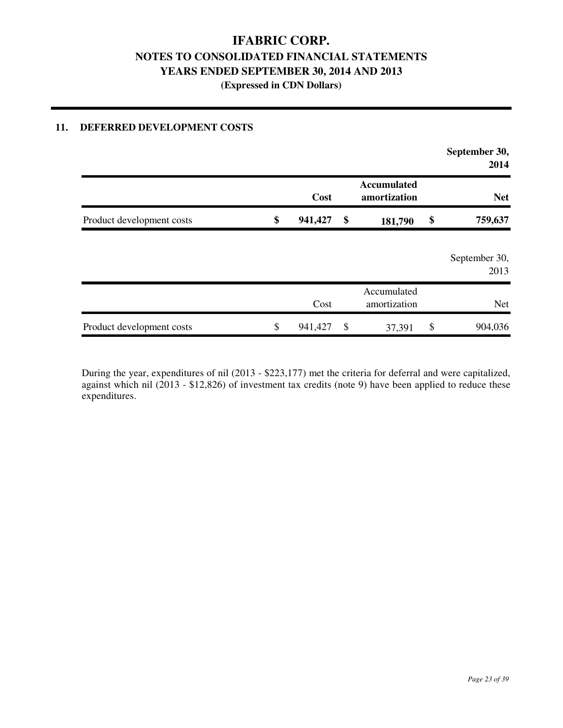## 11. DEFERRED DEVELOPMENT COSTS

| | | | | **September 30, 2014** |
|---|---|---|---|---|
| | **Cost** | **Accumulated amortization** | | **Net** |
| Product development costs | **$ 941,427** | **$ 181,790** | | **$ 759,637** |

| | | | | September 30, 2013 |
|---|---|---|---|---|
| | Cost | Accumulated amortization | | Net |
| Product development costs | $ 941,427 | $ 37,391 | | $ 904,036 |

During the year, expenditures of nil (2013 - $223,177) met the criteria for deferral and were capitalized, against which nil (2013 - $12,826) of investment tax credits (note 9) have been applied to reduce these expenditures.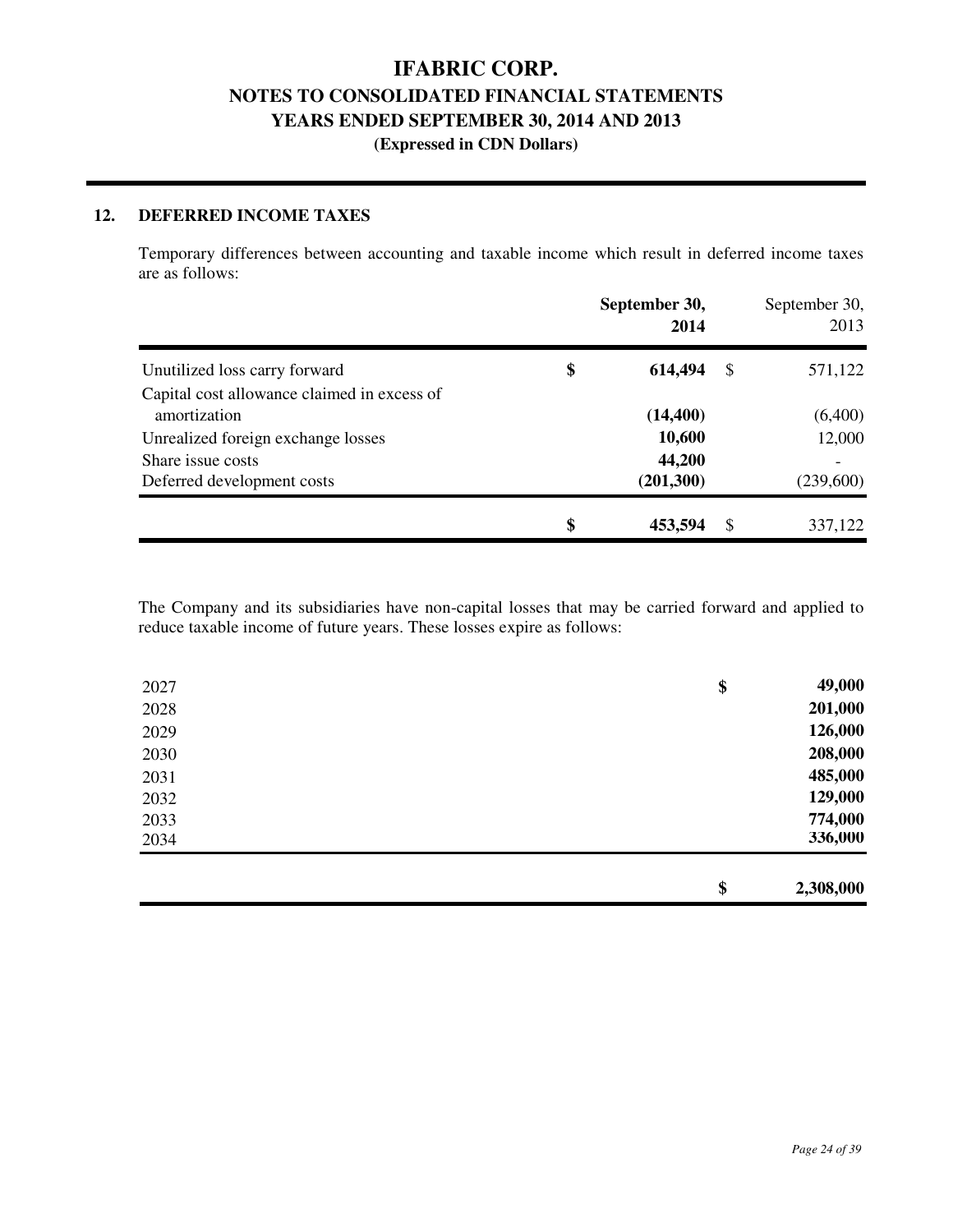# IFABRIC CORP.

## NOTES TO CONSOLIDATED FINANCIAL STATEMENTS

## YEARS ENDED SEPTEMBER 30, 2014 AND 2013

**(Expressed in CDN Dollars)**

### 12. DEFERRED INCOME TAXES

Temporary differences between accounting and taxable income which result in deferred income taxes are as follows:

| | **September 30, 2014** | September 30, 2013 |
|---|---|---|
| Unutilized loss carry forward | **$ 614,494** | $ 571,122 |
| Capital cost allowance claimed in excess of amortization | **(14,400)** | (6,400) |
| Unrealized foreign exchange losses | **10,600** | 12,000 |
| Share issue costs | **44,200** | - |
| Deferred development costs | **(201,300)** | (239,600) |
| | **$ 453,594** | $ 337,122 |

The Company and its subsidiaries have non-capital losses that may be carried forward and applied to reduce taxable income of future years. These losses expire as follows:

| | |
|---|---|
| 2027 | **$ 49,000** |
| 2028 | **201,000** |
| 2029 | **126,000** |
| 2030 | **208,000** |
| 2031 | **485,000** |
| 2032 | **129,000** |
| 2033 | **774,000** |
| 2034 | **336,000** |
| | **$ 2,308,000** |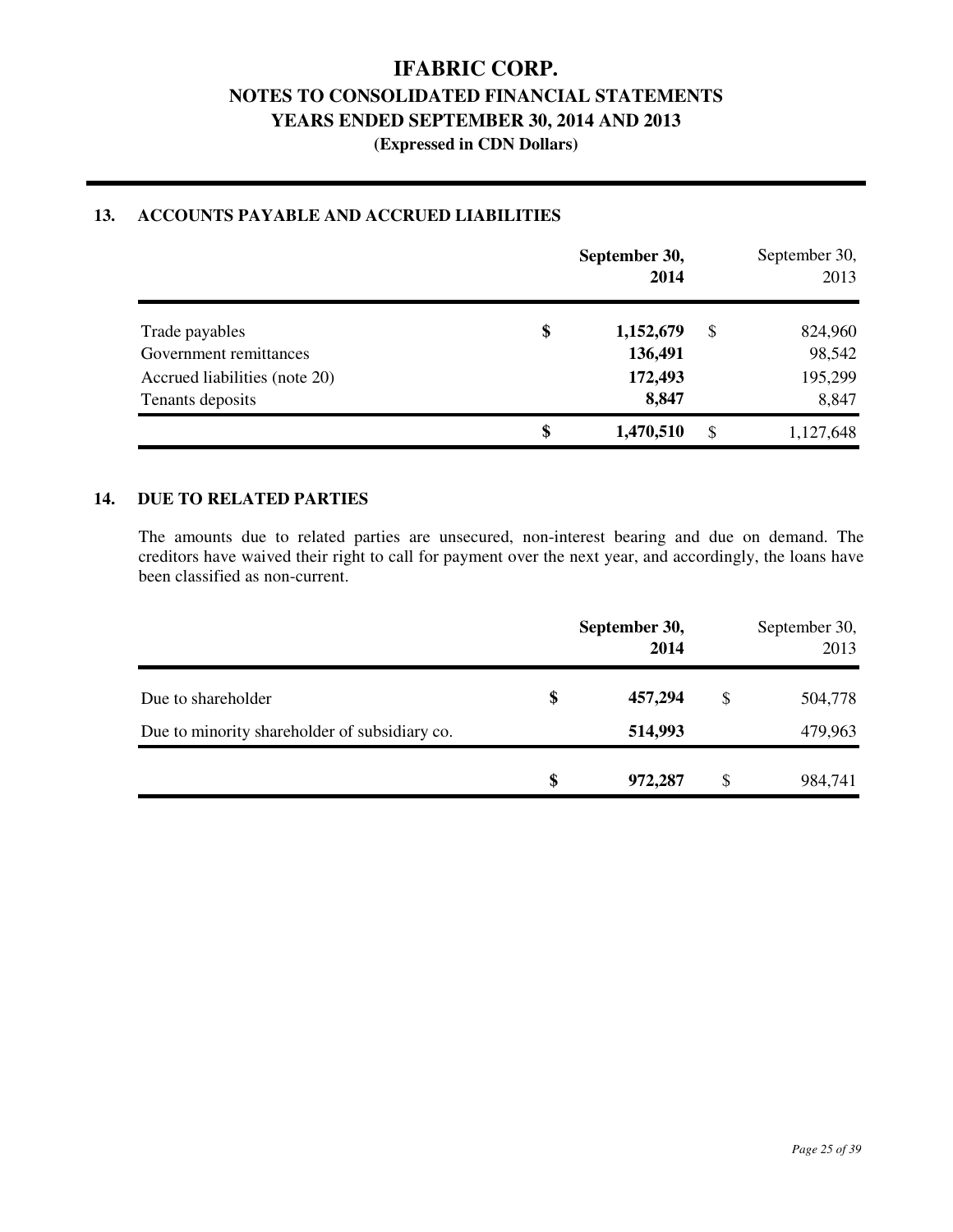## 13. ACCOUNTS PAYABLE AND ACCRUED LIABILITIES

| | September 30, 2014 | September 30, 2013 |
|---|---|---|
| Trade payables | **$ 1,152,679** | $ 824,960 |
| Government remittances | **136,491** | 98,542 |
| Accrued liabilities (note 20) | **172,493** | 195,299 |
| Tenants deposits | **8,847** | 8,847 |
| | **$ 1,470,510** | $ 1,127,648 |

## 14. DUE TO RELATED PARTIES

The amounts due to related parties are unsecured, non-interest bearing and due on demand. The creditors have waived their right to call for payment over the next year, and accordingly, the loans have been classified as non-current.

| | September 30, 2014 | September 30, 2013 |
|---|---|---|
| Due to shareholder | **$ 457,294** | $ 504,778 |
| Due to minority shareholder of subsidiary co. | **514,993** | 479,963 |
| | **$ 972,287** | $ 984,741 |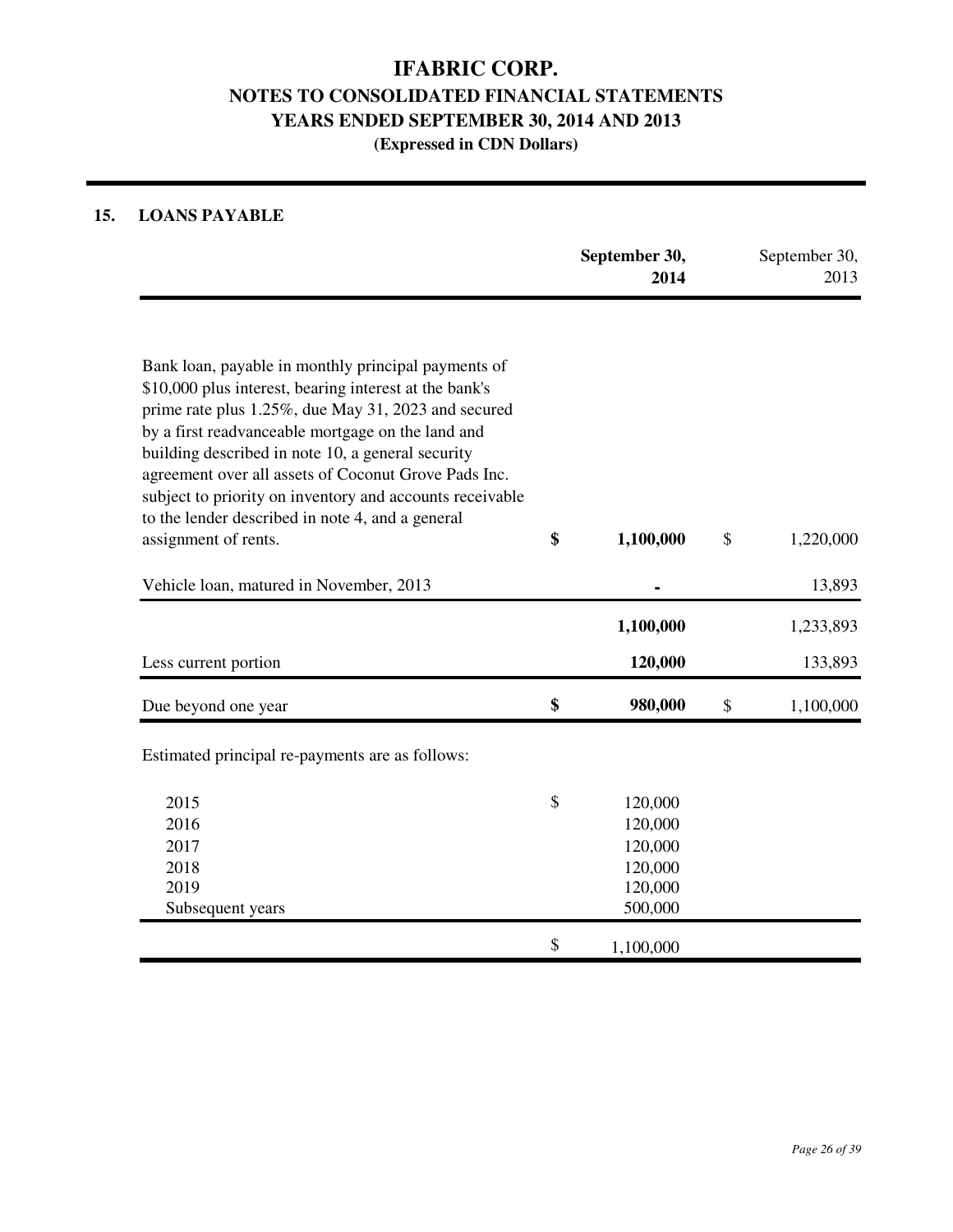# IFABRIC CORP.
## NOTES TO CONSOLIDATED FINANCIAL STATEMENTS
## YEARS ENDED SEPTEMBER 30, 2014 AND 2013
### (Expressed in CDN Dollars)

## 15. LOANS PAYABLE

| | **September 30, 2014** | September 30, 2013 |
|---|---|---|
| Bank loan, payable in monthly principal payments of $10,000 plus interest, bearing interest at the bank's prime rate plus 1.25%, due May 31, 2023 and secured by a first readvanceable mortgage on the land and building described in note 10, a general security agreement over all assets of Coconut Grove Pads Inc. subject to priority on inventory and accounts receivable to the lender described in note 4, and a general assignment of rents. | **$ 1,100,000** | $ 1,220,000 |
| Vehicle loan, matured in November, 2013 | **-** | 13,893 |
| | **1,100,000** | 1,233,893 |
| Less current portion | **120,000** | 133,893 |
| Due beyond one year | **$ 980,000** | $ 1,100,000 |

Estimated principal re-payments are as follows:

| | |
|---|---|
| 2015 | $ 120,000 |
| 2016 | 120,000 |
| 2017 | 120,000 |
| 2018 | 120,000 |
| 2019 | 120,000 |
| Subsequent years | 500,000 |
| | $ 1,100,000 |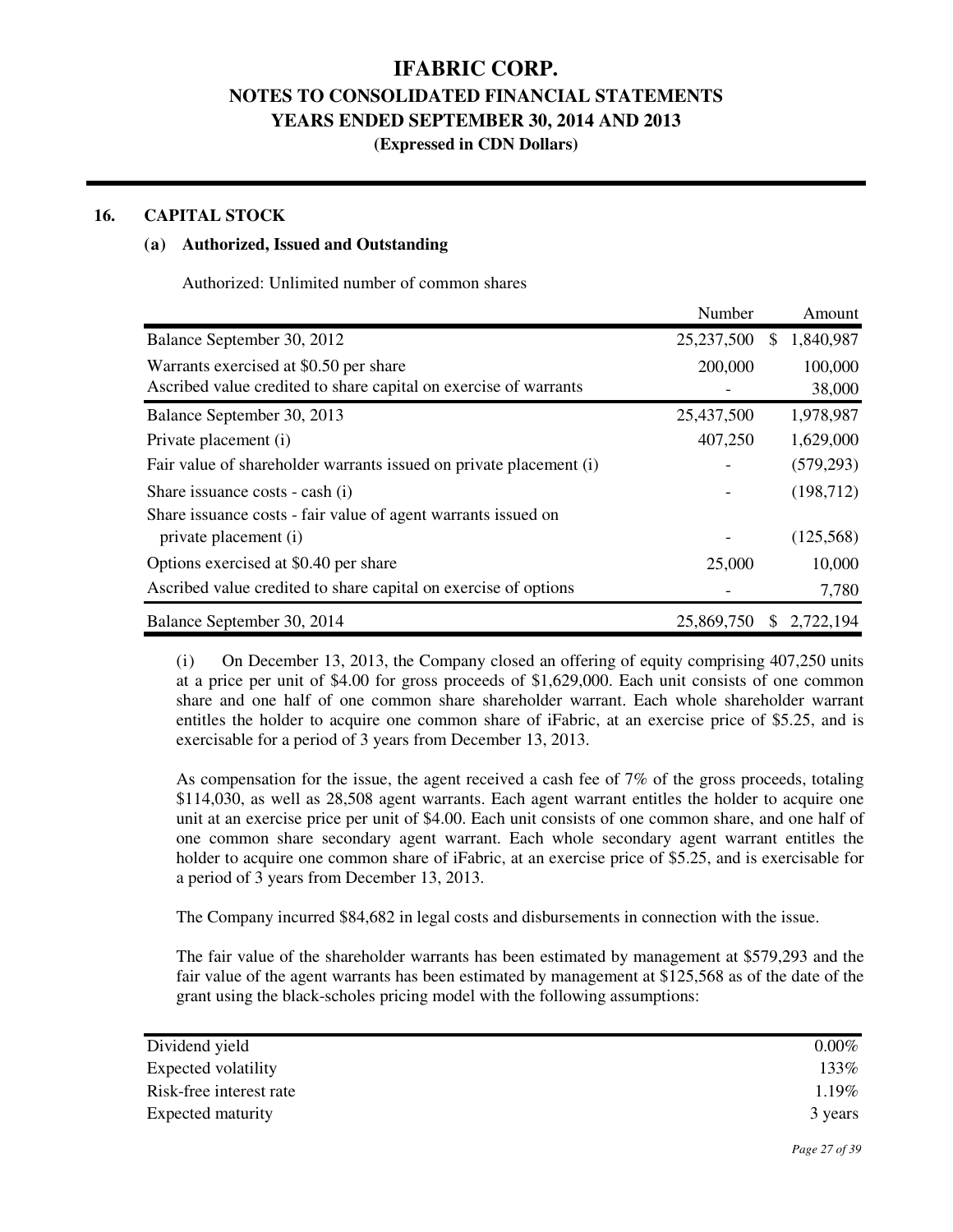# IFABRIC CORP.
## NOTES TO CONSOLIDATED FINANCIAL STATEMENTS
## YEARS ENDED SEPTEMBER 30, 2014 AND 2013
**(Expressed in CDN Dollars)**

## 16. CAPITAL STOCK

### (a) Authorized, Issued and Outstanding

Authorized: Unlimited number of common shares

| | Number | Amount |
|---|---|---|
| Balance September 30, 2012 | 25,237,500 | $ 1,840,987 |
| Warrants exercised at $0.50 per share | 200,000 | 100,000 |
| Ascribed value credited to share capital on exercise of warrants | - | 38,000 |
| Balance September 30, 2013 | 25,437,500 | 1,978,987 |
| Private placement (i) | 407,250 | 1,629,000 |
| Fair value of shareholder warrants issued on private placement (i) | - | (579,293) |
| Share issuance costs - cash (i) | - | (198,712) |
| Share issuance costs - fair value of agent warrants issued on private placement (i) | - | (125,568) |
| Options exercised at $0.40 per share | 25,000 | 10,000 |
| Ascribed value credited to share capital on exercise of options | - | 7,780 |
| Balance September 30, 2014 | 25,869,750 | $ 2,722,194 |

(i) On December 13, 2013, the Company closed an offering of equity comprising 407,250 units at a price per unit of $4.00 for gross proceeds of $1,629,000. Each unit consists of one common share and one half of one common share shareholder warrant. Each whole shareholder warrant entitles the holder to acquire one common share of iFabric, at an exercise price of $5.25, and is exercisable for a period of 3 years from December 13, 2013.

As compensation for the issue, the agent received a cash fee of 7% of the gross proceeds, totaling $114,030, as well as 28,508 agent warrants. Each agent warrant entitles the holder to acquire one unit at an exercise price per unit of $4.00. Each unit consists of one common share, and one half of one common share secondary agent warrant. Each whole secondary agent warrant entitles the holder to acquire one common share of iFabric, at an exercise price of $5.25, and is exercisable for a period of 3 years from December 13, 2013.

The Company incurred $84,682 in legal costs and disbursements in connection with the issue.

The fair value of the shareholder warrants has been estimated by management at $579,293 and the fair value of the agent warrants has been estimated by management at $125,568 as of the date of the grant using the black-scholes pricing model with the following assumptions:

| | |
|---|---|
| Dividend yield | 0.00% |
| Expected volatility | 133% |
| Risk-free interest rate | 1.19% |
| Expected maturity | 3 years |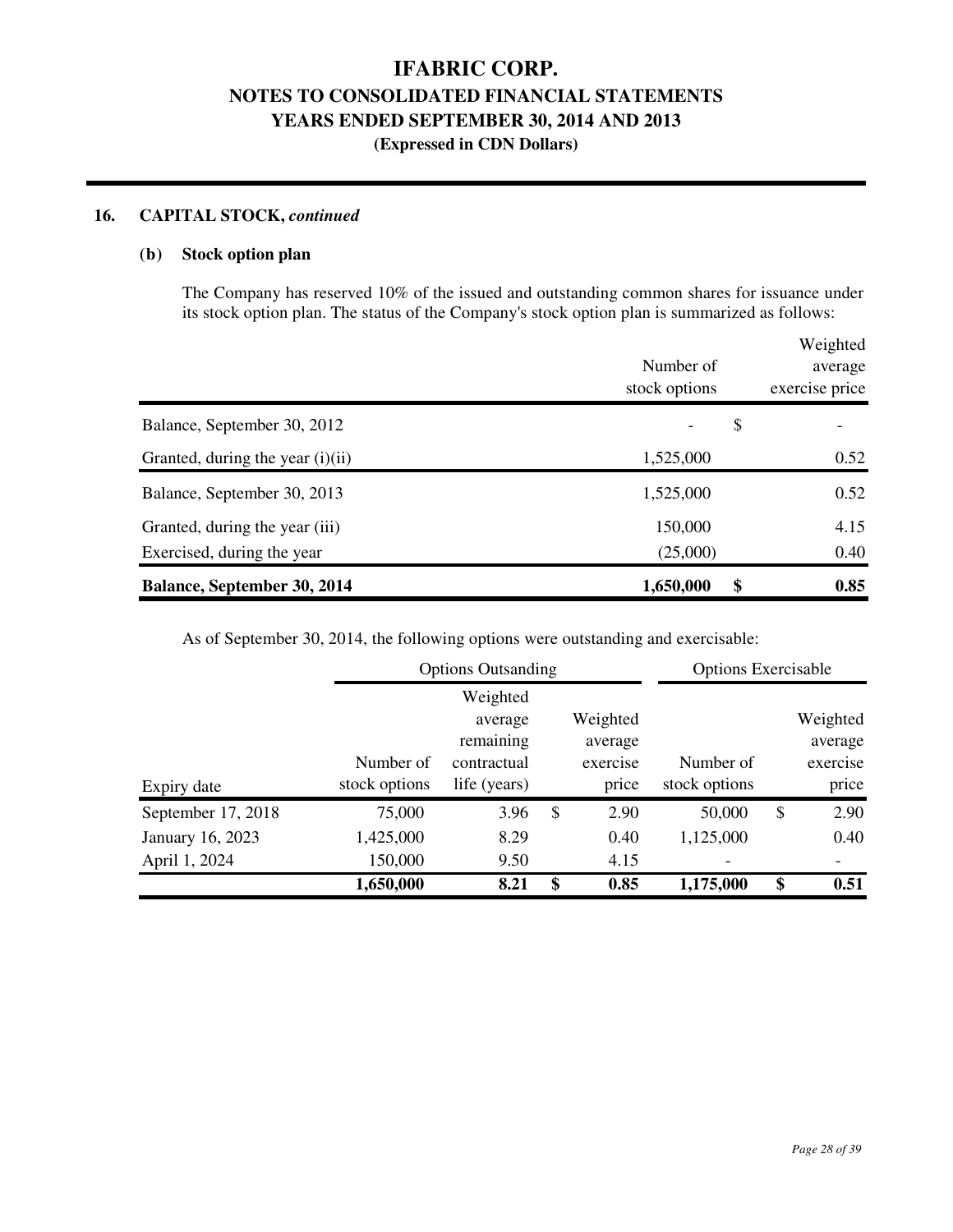# IFABRIC CORP.
## NOTES TO CONSOLIDATED FINANCIAL STATEMENTS
## YEARS ENDED SEPTEMBER 30, 2014 AND 2013
### (Expressed in CDN Dollars)

### 16. CAPITAL STOCK, *continued*

#### (b) Stock option plan

The Company has reserved 10% of the issued and outstanding common shares for issuance under its stock option plan. The status of the Company's stock option plan is summarized as follows:

| | Number of stock options | Weighted average exercise price |
|---|---|---|
| Balance, September 30, 2012 | - | $ - |
| Granted, during the year (i)(ii) | 1,525,000 | 0.52 |
| Balance, September 30, 2013 | 1,525,000 | 0.52 |
| Granted, during the year (iii) | 150,000 | 4.15 |
| Exercised, during the year | (25,000) | 0.40 |
| **Balance, September 30, 2014** | **1,650,000** | **$ 0.85** |

As of September 30, 2014, the following options were outstanding and exercisable:

| | Options Outsanding | | | Options Exercisable | |
|---|---|---|---|---|---|
| Expiry date | Number of stock options | Weighted average remaining contractual life (years) | Weighted average exercise price | Number of stock options | Weighted average exercise price |
| September 17, 2018 | 75,000 | 3.96 | $ 2.90 | 50,000 | $ 2.90 |
| January 16, 2023 | 1,425,000 | 8.29 | 0.40 | 1,125,000 | 0.40 |
| April 1, 2024 | 150,000 | 9.50 | 4.15 | - | - |
| | **1,650,000** | **8.21** | **$ 0.85** | **1,175,000** | **$ 0.51** |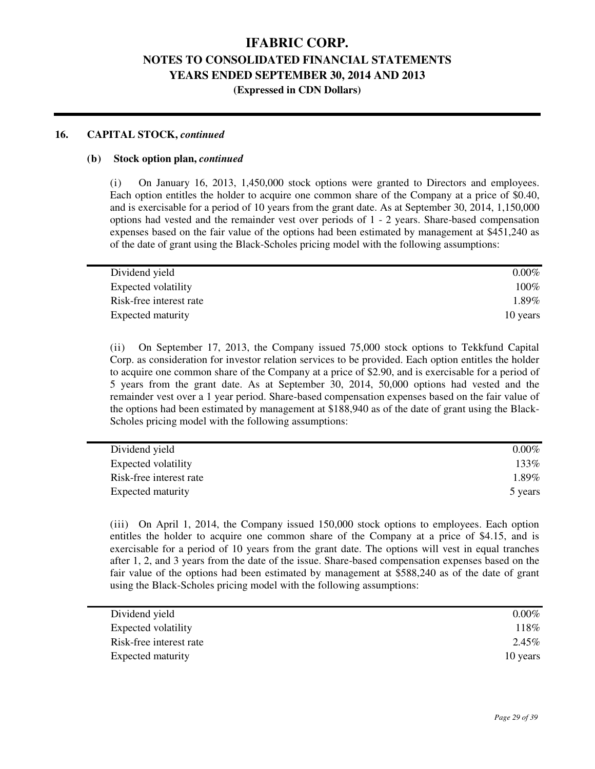## 16. CAPITAL STOCK, *continued*

### (b) Stock option plan, *continued*

(i) On January 16, 2013, 1,450,000 stock options were granted to Directors and employees. Each option entitles the holder to acquire one common share of the Company at a price of $0.40, and is exercisable for a period of 10 years from the grant date. As at September 30, 2014, 1,150,000 options had vested and the remainder vest over periods of 1 - 2 years. Share-based compensation expenses based on the fair value of the options had been estimated by management at $451,240 as of the date of grant using the Black-Scholes pricing model with the following assumptions:

| | |
|---|---|
| Dividend yield | 0.00% |
| Expected volatility | 100% |
| Risk-free interest rate | 1.89% |
| Expected maturity | 10 years |

(ii) On September 17, 2013, the Company issued 75,000 stock options to Tekkfund Capital Corp. as consideration for investor relation services to be provided. Each option entitles the holder to acquire one common share of the Company at a price of $2.90, and is exercisable for a period of 5 years from the grant date. As at September 30, 2014, 50,000 options had vested and the remainder vest over a 1 year period. Share-based compensation expenses based on the fair value of the options had been estimated by management at $188,940 as of the date of grant using the Black-Scholes pricing model with the following assumptions:

| | |
|---|---|
| Dividend yield | 0.00% |
| Expected volatility | 133% |
| Risk-free interest rate | 1.89% |
| Expected maturity | 5 years |

(iii) On April 1, 2014, the Company issued 150,000 stock options to employees. Each option entitles the holder to acquire one common share of the Company at a price of $4.15, and is exercisable for a period of 10 years from the grant date. The options will vest in equal tranches after 1, 2, and 3 years from the date of the issue. Share-based compensation expenses based on the fair value of the options had been estimated by management at $588,240 as of the date of grant using the Black-Scholes pricing model with the following assumptions:

| | |
|---|---|
| Dividend yield | 0.00% |
| Expected volatility | 118% |
| Risk-free interest rate | 2.45% |
| Expected maturity | 10 years |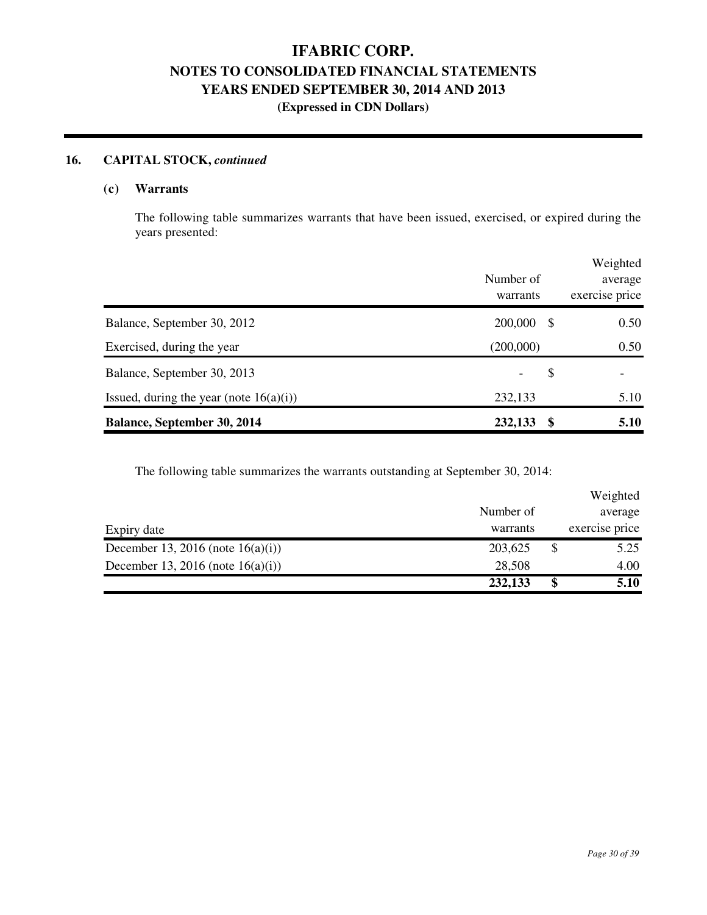# IFABRIC CORP.

## NOTES TO CONSOLIDATED FINANCIAL STATEMENTS

## YEARS ENDED SEPTEMBER 30, 2014 AND 2013

**(Expressed in CDN Dollars)**

### 16. CAPITAL STOCK, *continued*

#### (c) Warrants

The following table summarizes warrants that have been issued, exercised, or expired during the years presented:

| | Number of warrants | | Weighted average exercise price |
|---|---|---|---|
| Balance, September 30, 2012 | 200,000 | $ | 0.50 |
| Exercised, during the year | (200,000) | | 0.50 |
| Balance, September 30, 2013 | - | $ | - |
| Issued, during the year (note 16(a)(i)) | 232,133 | | 5.10 |
| **Balance, September 30, 2014** | **232,133** | **$** | **5.10** |

The following table summarizes the warrants outstanding at September 30, 2014:

| Expiry date | Number of warrants | | Weighted average exercise price |
|---|---|---|---|
| December 13, 2016 (note 16(a)(i)) | 203,625 | $ | 5.25 |
| December 13, 2016 (note 16(a)(i)) | 28,508 | | 4.00 |
| | **232,133** | **$** | **5.10** |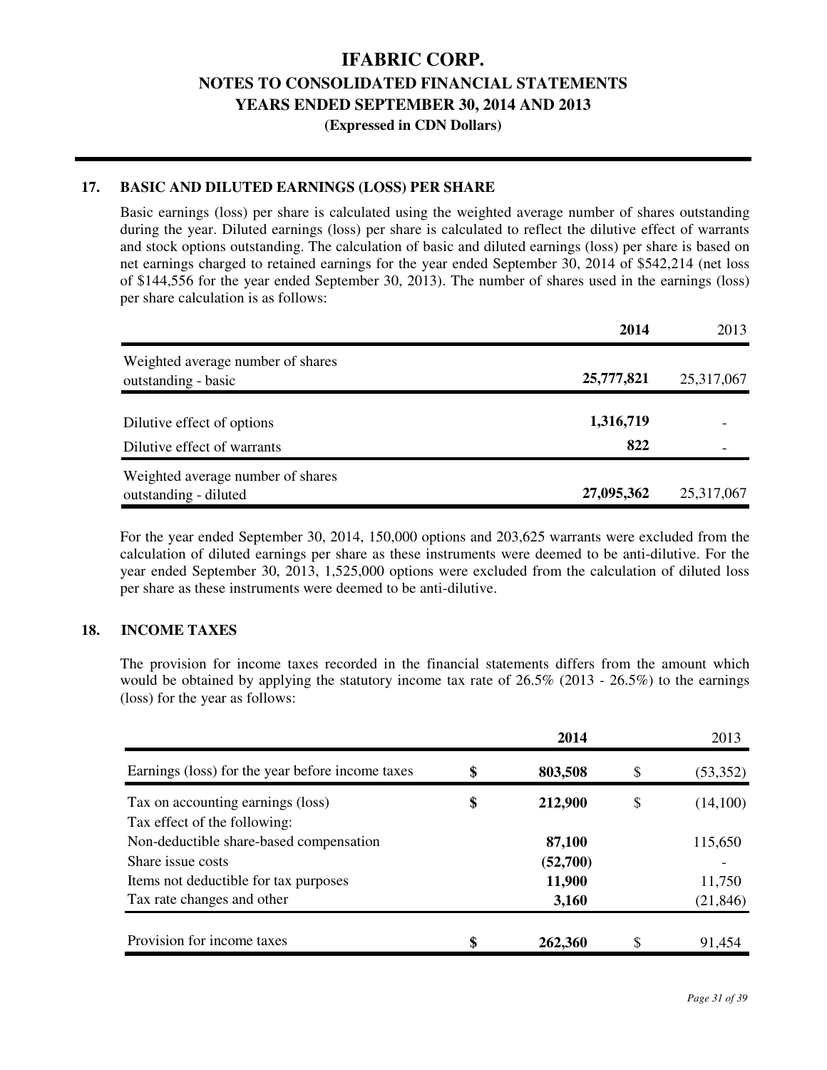# IFABRIC CORP.
## NOTES TO CONSOLIDATED FINANCIAL STATEMENTS
## YEARS ENDED SEPTEMBER 30, 2014 AND 2013
### (Expressed in CDN Dollars)

### 17. BASIC AND DILUTED EARNINGS (LOSS) PER SHARE

Basic earnings (loss) per share is calculated using the weighted average number of shares outstanding during the year. Diluted earnings (loss) per share is calculated to reflect the dilutive effect of warrants and stock options outstanding. The calculation of basic and diluted earnings (loss) per share is based on net earnings charged to retained earnings for the year ended September 30, 2014 of $542,214 (net loss of $144,556 for the year ended September 30, 2013). The number of shares used in the earnings (loss) per share calculation is as follows:

| | **2014** | 2013 |
|---|---|---|
| Weighted average number of shares outstanding - basic | **25,777,821** | 25,317,067 |
| Dilutive effect of options | **1,316,719** | - |
| Dilutive effect of warrants | **822** | - |
| Weighted average number of shares outstanding - diluted | **27,095,362** | 25,317,067 |

For the year ended September 30, 2014, 150,000 options and 203,625 warrants were excluded from the calculation of diluted earnings per share as these instruments were deemed to be anti-dilutive. For the year ended September 30, 2013, 1,525,000 options were excluded from the calculation of diluted loss per share as these instruments were deemed to be anti-dilutive.

### 18. INCOME TAXES

The provision for income taxes recorded in the financial statements differs from the amount which would be obtained by applying the statutory income tax rate of 26.5% (2013 - 26.5%) to the earnings (loss) for the year as follows:

| | **2014** | 2013 |
|---|---|---|
| Earnings (loss) for the year before income taxes | **$ 803,508** | $ (53,352) |
| Tax on accounting earnings (loss) | **$ 212,900** | $ (14,100) |
| Tax effect of the following: | | |
| Non-deductible share-based compensation | **87,100** | 115,650 |
| Share issue costs | **(52,700)** | - |
| Items not deductible for tax purposes | **11,900** | 11,750 |
| Tax rate changes and other | **3,160** | (21,846) |
| Provision for income taxes | **$ 262,360** | $ 91,454 |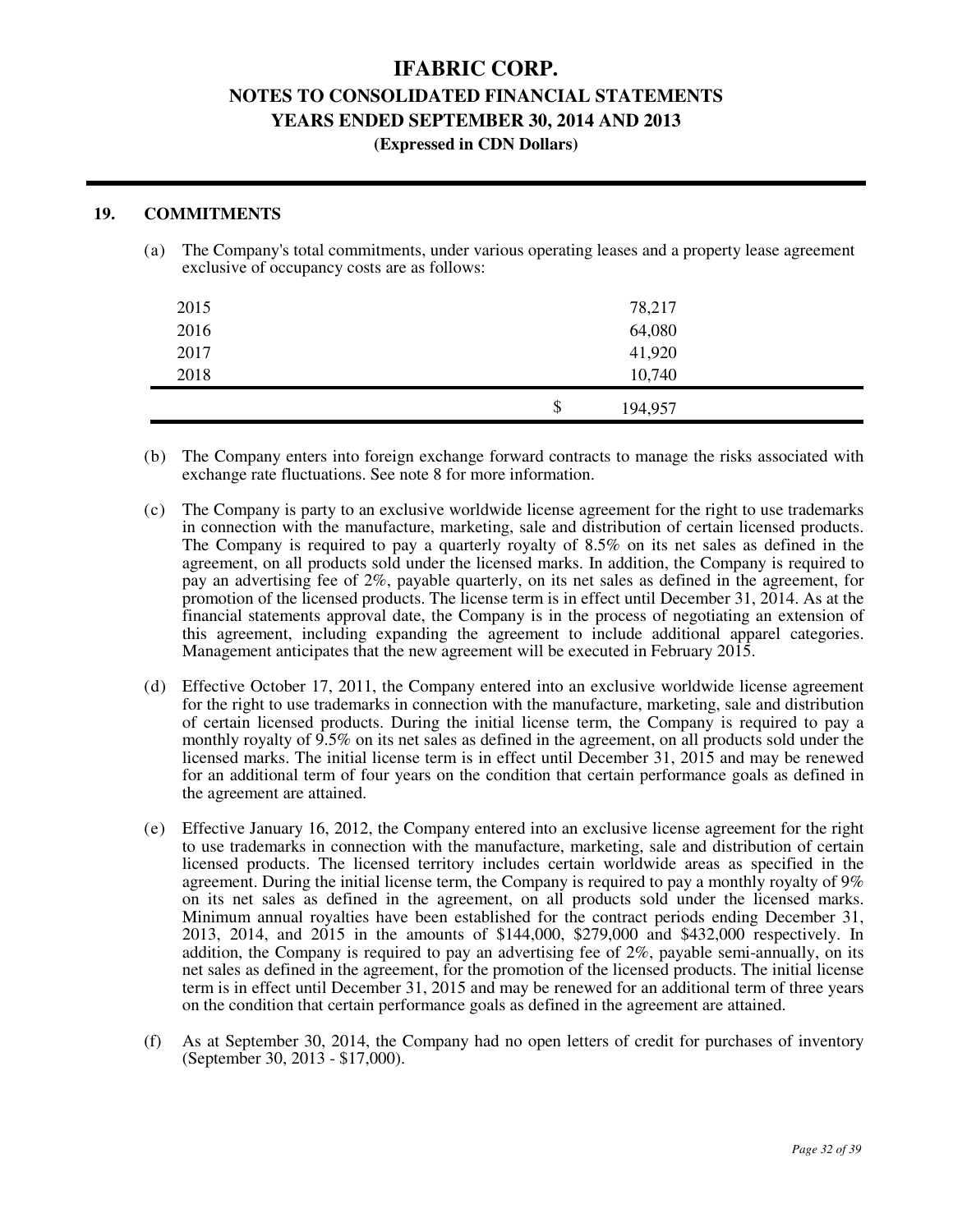# IFABRIC CORP.
## NOTES TO CONSOLIDATED FINANCIAL STATEMENTS
## YEARS ENDED SEPTEMBER 30, 2014 AND 2013
**(Expressed in CDN Dollars)**

### 19. COMMITMENTS

(a) The Company's total commitments, under various operating leases and a property lease agreement exclusive of occupancy costs are as follows:

| | | |
|---|---|---|
| 2015 | | 78,217 |
| 2016 | | 64,080 |
| 2017 | | 41,920 |
| 2018 | | 10,740 |
| | $ | 194,957 |

(b) The Company enters into foreign exchange forward contracts to manage the risks associated with exchange rate fluctuations. See note 8 for more information.

(c) The Company is party to an exclusive worldwide license agreement for the right to use trademarks in connection with the manufacture, marketing, sale and distribution of certain licensed products. The Company is required to pay a quarterly royalty of 8.5% on its net sales as defined in the agreement, on all products sold under the licensed marks. In addition, the Company is required to pay an advertising fee of 2%, payable quarterly, on its net sales as defined in the agreement, for promotion of the licensed products. The license term is in effect until December 31, 2014. As at the financial statements approval date, the Company is in the process of negotiating an extension of this agreement, including expanding the agreement to include additional apparel categories. Management anticipates that the new agreement will be executed in February 2015.

(d) Effective October 17, 2011, the Company entered into an exclusive worldwide license agreement for the right to use trademarks in connection with the manufacture, marketing, sale and distribution of certain licensed products. During the initial license term, the Company is required to pay a monthly royalty of 9.5% on its net sales as defined in the agreement, on all products sold under the licensed marks. The initial license term is in effect until December 31, 2015 and may be renewed for an additional term of four years on the condition that certain performance goals as defined in the agreement are attained.

(e) Effective January 16, 2012, the Company entered into an exclusive license agreement for the right to use trademarks in connection with the manufacture, marketing, sale and distribution of certain licensed products. The licensed territory includes certain worldwide areas as specified in the agreement. During the initial license term, the Company is required to pay a monthly royalty of 9% on its net sales as defined in the agreement, on all products sold under the licensed marks. Minimum annual royalties have been established for the contract periods ending December 31, 2013, 2014, and 2015 in the amounts of $144,000, $279,000 and $432,000 respectively. In addition, the Company is required to pay an advertising fee of 2%, payable semi-annually, on its net sales as defined in the agreement, for the promotion of the licensed products. The initial license term is in effect until December 31, 2015 and may be renewed for an additional term of three years on the condition that certain performance goals as defined in the agreement are attained.

(f) As at September 30, 2014, the Company had no open letters of credit for purchases of inventory (September 30, 2013 - $17,000).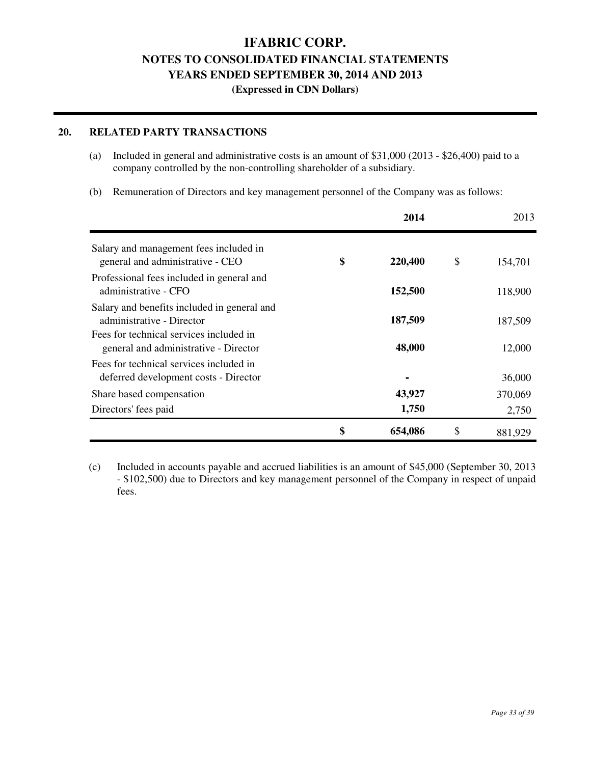# IFABRIC CORP.

## NOTES TO CONSOLIDATED FINANCIAL STATEMENTS

## YEARS ENDED SEPTEMBER 30, 2014 AND 2013

**(Expressed in CDN Dollars)**

### 20. RELATED PARTY TRANSACTIONS

(a) Included in general and administrative costs is an amount of $31,000 (2013 - $26,400) paid to a company controlled by the non-controlling shareholder of a subsidiary.

(b) Remuneration of Directors and key management personnel of the Company was as follows:

| | **2014** | 2013 |
|---|---|---|
| Salary and management fees included in general and administrative - CEO | **$ 220,400** | $ 154,701 |
| Professional fees included in general and administrative - CFO | **152,500** | 118,900 |
| Salary and benefits included in general and administrative - Director | **187,509** | 187,509 |
| Fees for technical services included in general and administrative - Director | **48,000** | 12,000 |
| Fees for technical services included in deferred development costs - Director | **-** | 36,000 |
| Share based compensation | **43,927** | 370,069 |
| Directors' fees paid | **1,750** | 2,750 |
| | **$ 654,086** | $ 881,929 |

(c) Included in accounts payable and accrued liabilities is an amount of $45,000 (September 30, 2013 - $102,500) due to Directors and key management personnel of the Company in respect of unpaid fees.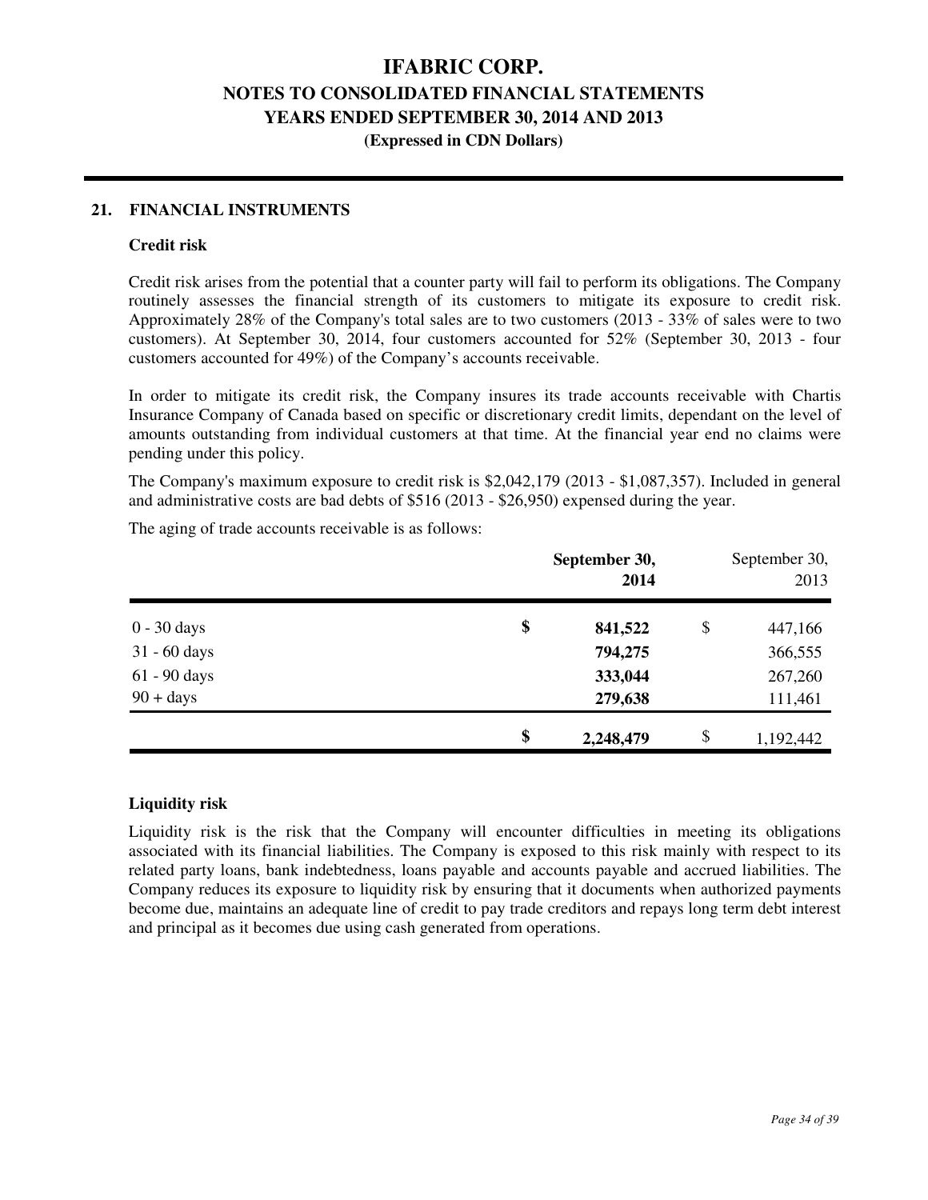# IFABRIC CORP.
## NOTES TO CONSOLIDATED FINANCIAL STATEMENTS
## YEARS ENDED SEPTEMBER 30, 2014 AND 2013
**(Expressed in CDN Dollars)**

### 21. FINANCIAL INSTRUMENTS

**Credit risk**

Credit risk arises from the potential that a counter party will fail to perform its obligations. The Company routinely assesses the financial strength of its customers to mitigate its exposure to credit risk. Approximately 28% of the Company's total sales are to two customers (2013 - 33% of sales were to two customers). At September 30, 2014, four customers accounted for 52% (September 30, 2013 - four customers accounted for 49%) of the Company's accounts receivable.

In order to mitigate its credit risk, the Company insures its trade accounts receivable with Chartis Insurance Company of Canada based on specific or discretionary credit limits, dependant on the level of amounts outstanding from individual customers at that time. At the financial year end no claims were pending under this policy.

The Company's maximum exposure to credit risk is $2,042,179 (2013 - $1,087,357). Included in general and administrative costs are bad debts of $516 (2013 - $26,950) expensed during the year.

The aging of trade accounts receivable is as follows:

| | **September 30, 2014** | September 30, 2013 |
|---|---|---|
| 0 - 30 days | **$ 841,522** | $ 447,166 |
| 31 - 60 days | **794,275** | 366,555 |
| 61 - 90 days | **333,044** | 267,260 |
| 90 + days | **279,638** | 111,461 |
| | **$ 2,248,479** | $ 1,192,442 |

**Liquidity risk**

Liquidity risk is the risk that the Company will encounter difficulties in meeting its obligations associated with its financial liabilities. The Company is exposed to this risk mainly with respect to its related party loans, bank indebtedness, loans payable and accounts payable and accrued liabilities. The Company reduces its exposure to liquidity risk by ensuring that it documents when authorized payments become due, maintains an adequate line of credit to pay trade creditors and repays long term debt interest and principal as it becomes due using cash generated from operations.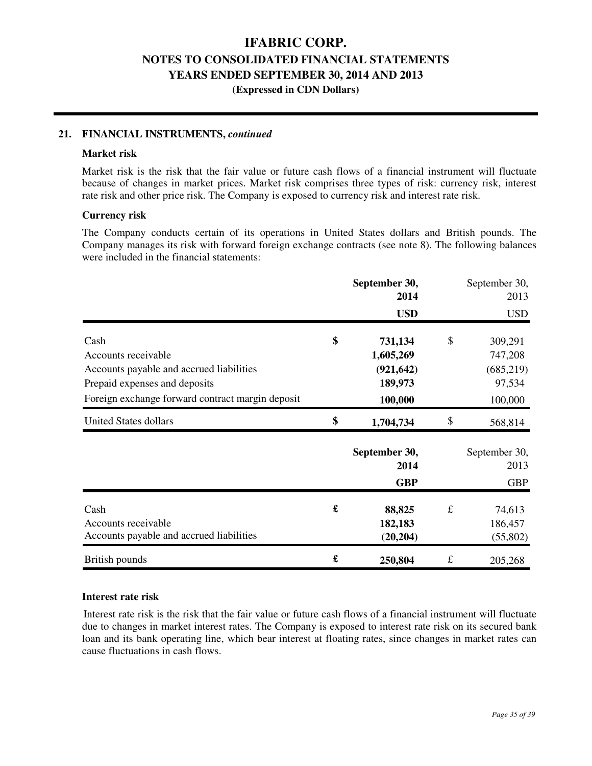# IFABRIC CORP.

## NOTES TO CONSOLIDATED FINANCIAL STATEMENTS

## YEARS ENDED SEPTEMBER 30, 2014 AND 2013

**(Expressed in CDN Dollars)**

### 21. FINANCIAL INSTRUMENTS, *continued*

**Market risk**

Market risk is the risk that the fair value or future cash flows of a financial instrument will fluctuate because of changes in market prices. Market risk comprises three types of risk: currency risk, interest rate risk and other price risk. The Company is exposed to currency risk and interest rate risk.

**Currency risk**

The Company conducts certain of its operations in United States dollars and British pounds. The Company manages its risk with forward foreign exchange contracts (see note 8). The following balances were included in the financial statements:

| | | **September 30, 2014** | | September 30, 2013 |
|---|---|---|---|---|
| | | **USD** | | USD |
| Cash | **$** | **731,134** | $ | 309,291 |
| Accounts receivable | | **1,605,269** | | 747,208 |
| Accounts payable and accrued liabilities | | **(921,642)** | | (685,219) |
| Prepaid expenses and deposits | | **189,973** | | 97,534 |
| Foreign exchange forward contract margin deposit | | **100,000** | | 100,000 |
| United States dollars | **$** | **1,704,734** | $ | 568,814 |

| | | **September 30, 2014** | | September 30, 2013 |
|---|---|---|---|---|
| | | **GBP** | | GBP |
| Cash | **£** | **88,825** | £ | 74,613 |
| Accounts receivable | | **182,183** | | 186,457 |
| Accounts payable and accrued liabilities | | **(20,204)** | | (55,802) |
| British pounds | **£** | **250,804** | £ | 205,268 |

**Interest rate risk**

Interest rate risk is the risk that the fair value or future cash flows of a financial instrument will fluctuate due to changes in market interest rates. The Company is exposed to interest rate risk on its secured bank loan and its bank operating line, which bear interest at floating rates, since changes in market rates can cause fluctuations in cash flows.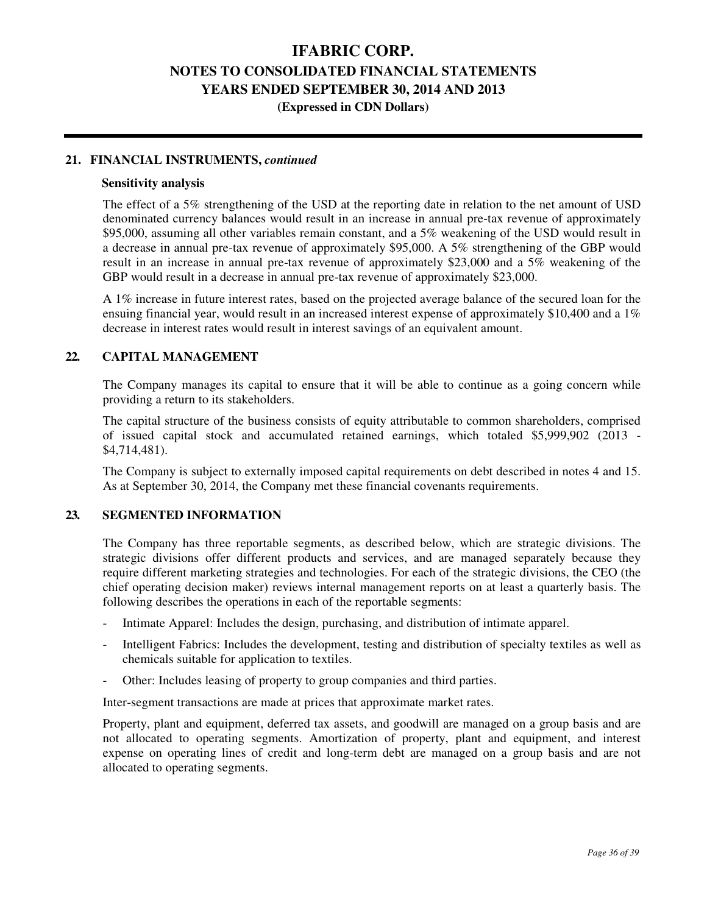## 21. FINANCIAL INSTRUMENTS, *continued*

**Sensitivity analysis**

The effect of a 5% strengthening of the USD at the reporting date in relation to the net amount of USD denominated currency balances would result in an increase in annual pre-tax revenue of approximately $95,000, assuming all other variables remain constant, and a 5% weakening of the USD would result in a decrease in annual pre-tax revenue of approximately $95,000. A 5% strengthening of the GBP would result in an increase in annual pre-tax revenue of approximately $23,000 and a 5% weakening of the GBP would result in a decrease in annual pre-tax revenue of approximately $23,000.

A 1% increase in future interest rates, based on the projected average balance of the secured loan for the ensuing financial year, would result in an increased interest expense of approximately $10,400 and a 1% decrease in interest rates would result in interest savings of an equivalent amount.

## 22. CAPITAL MANAGEMENT

The Company manages its capital to ensure that it will be able to continue as a going concern while providing a return to its stakeholders.

The capital structure of the business consists of equity attributable to common shareholders, comprised of issued capital stock and accumulated retained earnings, which totaled $5,999,902 (2013 - $4,714,481).

The Company is subject to externally imposed capital requirements on debt described in notes 4 and 15. As at September 30, 2014, the Company met these financial covenants requirements.

## 23. SEGMENTED INFORMATION

The Company has three reportable segments, as described below, which are strategic divisions. The strategic divisions offer different products and services, and are managed separately because they require different marketing strategies and technologies. For each of the strategic divisions, the CEO (the chief operating decision maker) reviews internal management reports on at least a quarterly basis. The following describes the operations in each of the reportable segments:

- Intimate Apparel: Includes the design, purchasing, and distribution of intimate apparel.
- Intelligent Fabrics: Includes the development, testing and distribution of specialty textiles as well as chemicals suitable for application to textiles.
- Other: Includes leasing of property to group companies and third parties.

Inter-segment transactions are made at prices that approximate market rates.

Property, plant and equipment, deferred tax assets, and goodwill are managed on a group basis and are not allocated to operating segments. Amortization of property, plant and equipment, and interest expense on operating lines of credit and long-term debt are managed on a group basis and are not allocated to operating segments.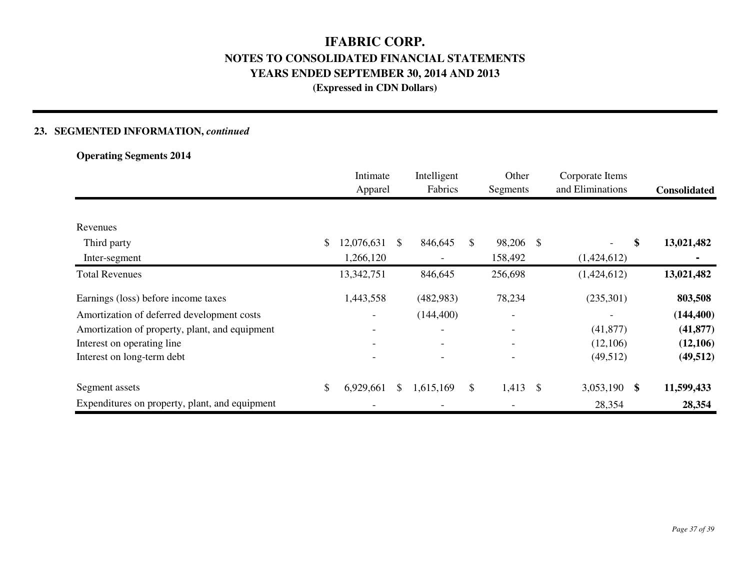# IFABRIC CORP.
## NOTES TO CONSOLIDATED FINANCIAL STATEMENTS
## YEARS ENDED SEPTEMBER 30, 2014 AND 2013
**(Expressed in CDN Dollars)**

### 23. SEGMENTED INFORMATION, *continued*

**Operating Segments 2014**

| | Intimate Apparel | Intelligent Fabrics | Other Segments | Corporate Items and Eliminations | **Consolidated** |
|---|---|---|---|---|---|
| Revenues | | | | | |
| Third party | $ 12,076,631 | $ 846,645 | $ 98,206 | $ - | **$ 13,021,482** |
| Inter-segment | 1,266,120 | - | 158,492 | (1,424,612) | **-** |
| Total Revenues | 13,342,751 | 846,645 | 256,698 | (1,424,612) | **13,021,482** |
| Earnings (loss) before income taxes | 1,443,558 | (482,983) | 78,234 | (235,301) | **803,508** |
| Amortization of deferred development costs | - | (144,400) | - | - | **(144,400)** |
| Amortization of property, plant, and equipment | - | - | - | (41,877) | **(41,877)** |
| Interest on operating line | - | - | - | (12,106) | **(12,106)** |
| Interest on long-term debt | - | - | - | (49,512) | **(49,512)** |
| Segment assets | $ 6,929,661 | $ 1,615,169 | $ 1,413 | $ 3,053,190 | **$ 11,599,433** |
| Expenditures on property, plant, and equipment | - | - | - | 28,354 | **28,354** |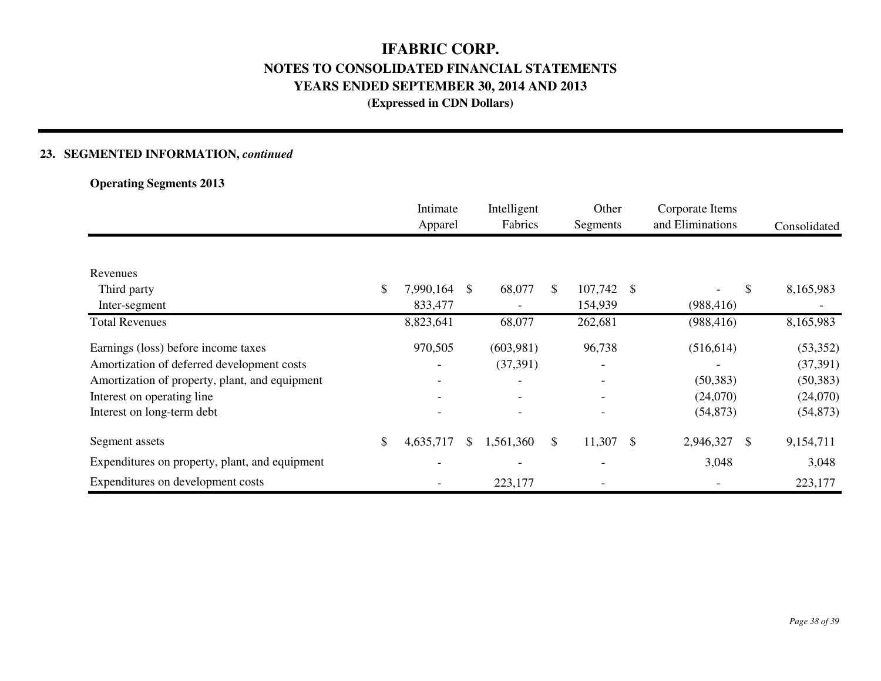# IFABRIC CORP.
## NOTES TO CONSOLIDATED FINANCIAL STATEMENTS
## YEARS ENDED SEPTEMBER 30, 2014 AND 2013
**(Expressed in CDN Dollars)**

**23. SEGMENTED INFORMATION,** ***continued***

**Operating Segments 2013**

| | Intimate Apparel | Intelligent Fabrics | Other Segments | Corporate Items and Eliminations | Consolidated |
|---|---|---|---|---|---|
| Revenues | | | | | |
| Third party | $ 7,990,164 | $ 68,077 | $ 107,742 | $ - | $ 8,165,983 |
| Inter-segment | 833,477 | - | 154,939 | (988,416) | - |
| Total Revenues | 8,823,641 | 68,077 | 262,681 | (988,416) | 8,165,983 |
| Earnings (loss) before income taxes | 970,505 | (603,981) | 96,738 | (516,614) | (53,352) |
| Amortization of deferred development costs | - | (37,391) | - | - | (37,391) |
| Amortization of property, plant, and equipment | - | - | - | (50,383) | (50,383) |
| Interest on operating line | - | - | - | (24,070) | (24,070) |
| Interest on long-term debt | - | - | - | (54,873) | (54,873) |
| Segment assets | $ 4,635,717 | $ 1,561,360 | $ 11,307 | $ 2,946,327 | $ 9,154,711 |
| Expenditures on property, plant, and equipment | - | - | - | 3,048 | 3,048 |
| Expenditures on development costs | - | 223,177 | - | - | 223,177 |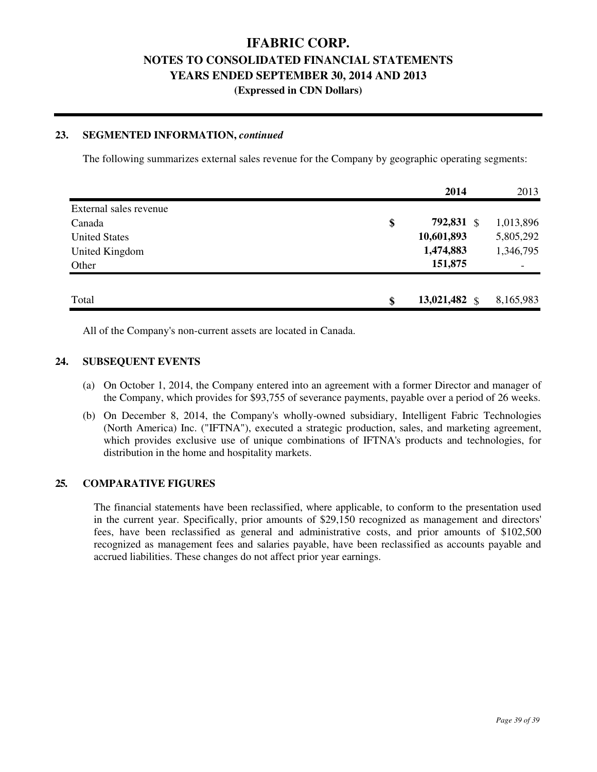# IFABRIC CORP.
## NOTES TO CONSOLIDATED FINANCIAL STATEMENTS
## YEARS ENDED SEPTEMBER 30, 2014 AND 2013
### (Expressed in CDN Dollars)

### 23. SEGMENTED INFORMATION, *continued*

The following summarizes external sales revenue for the Company by geographic operating segments:

| | | 2014 | | 2013 |
|---|---|---|---|---|
| External sales revenue | | | | |
| Canada | $ | **792,831** | $ | 1,013,896 |
| United States | | **10,601,893** | | 5,805,292 |
| United Kingdom | | **1,474,883** | | 1,346,795 |
| Other | | **151,875** | | - |
| Total | $ | **13,021,482** | $ | 8,165,983 |

All of the Company's non-current assets are located in Canada.

### 24. SUBSEQUENT EVENTS

(a) On October 1, 2014, the Company entered into an agreement with a former Director and manager of the Company, which provides for $93,755 of severance payments, payable over a period of 26 weeks.

(b) On December 8, 2014, the Company's wholly-owned subsidiary, Intelligent Fabric Technologies (North America) Inc. ("IFTNA"), executed a strategic production, sales, and marketing agreement, which provides exclusive use of unique combinations of IFTNA's products and technologies, for distribution in the home and hospitality markets.

### 25. COMPARATIVE FIGURES

The financial statements have been reclassified, where applicable, to conform to the presentation used in the current year. Specifically, prior amounts of $29,150 recognized as management and directors' fees, have been reclassified as general and administrative costs, and prior amounts of $102,500 recognized as management fees and salaries payable, have been reclassified as accounts payable and accrued liabilities. These changes do not affect prior year earnings.